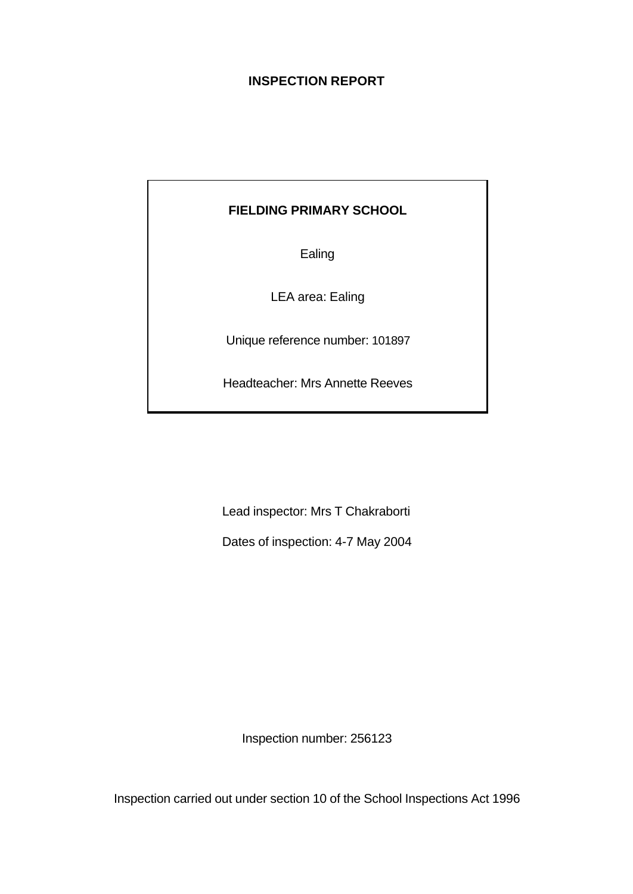# INSPECTION REPORT

**FIELDING PRIMARY SCHOOL**

Ealing

LEA area: Ealing

Unique reference number: 101897

Headteacher: Mrs Annette Reeves

Lead inspector: Mrs T Chakraborti

Dates of inspection: 4-7 May 2004

Inspection number: 256123

Inspection carried out under section 10 of the School Inspections Act 1996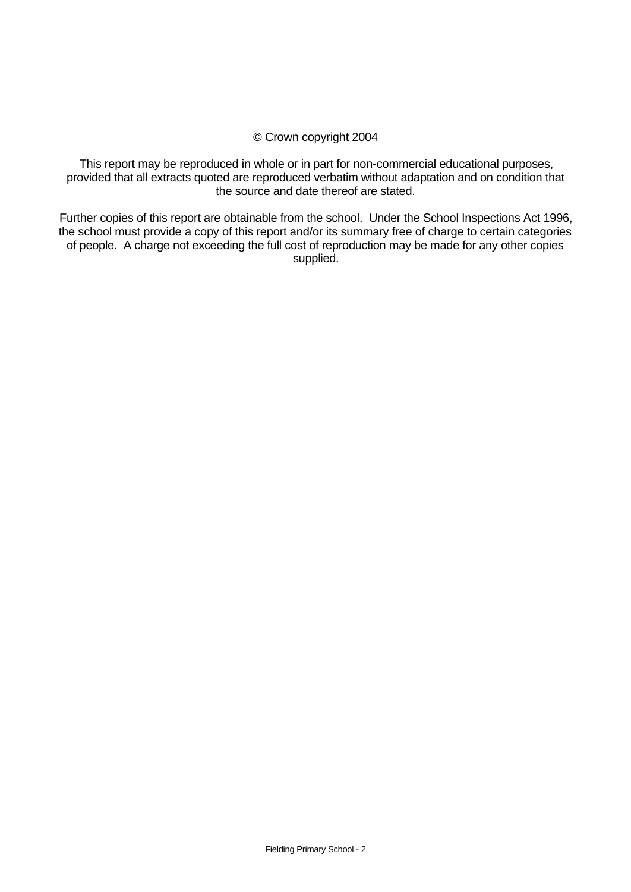© Crown copyright 2004

This report may be reproduced in whole or in part for non-commercial educational purposes, provided that all extracts quoted are reproduced verbatim without adaptation and on condition that the source and date thereof are stated.

Further copies of this report are obtainable from the school. Under the School Inspections Act 1996, the school must provide a copy of this report and/or its summary free of charge to certain categories of people. A charge not exceeding the full cost of reproduction may be made for any other copies supplied.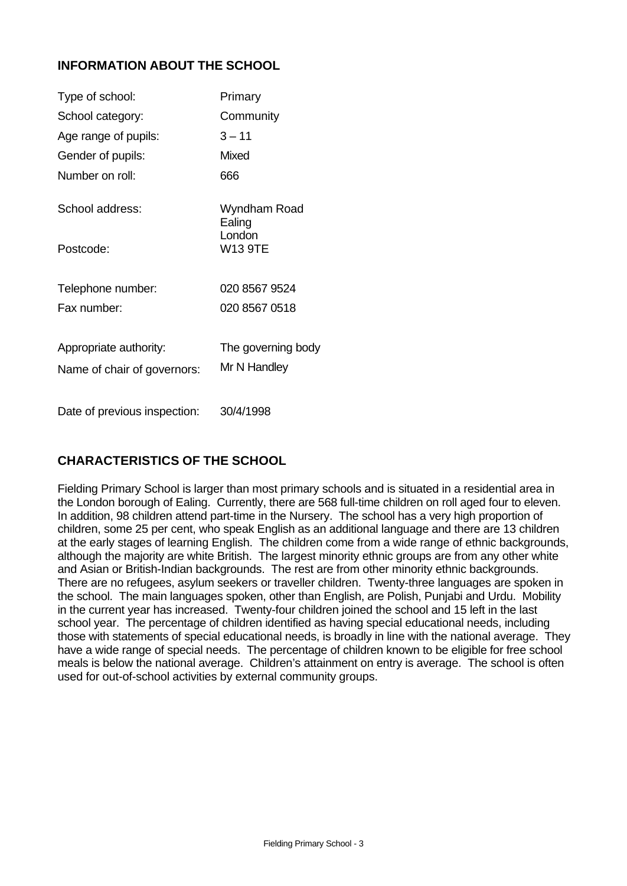## INFORMATION ABOUT THE SCHOOL

| | |
|---|---|
| Type of school: | Primary |
| School category: | Community |
| Age range of pupils: | 3 – 11 |
| Gender of pupils: | Mixed |
| Number on roll: | 666 |
| School address: | Wyndham Road<br>Ealing<br>London |
| Postcode: | W13 9TE |
| Telephone number: | 020 8567 9524 |
| Fax number: | 020 8567 0518 |
| Appropriate authority: | The governing body |
| Name of chair of governors: | Mr N Handley |
| Date of previous inspection: | 30/4/1998 |

## CHARACTERISTICS OF THE SCHOOL

Fielding Primary School is larger than most primary schools and is situated in a residential area in the London borough of Ealing. Currently, there are 568 full-time children on roll aged four to eleven. In addition, 98 children attend part-time in the Nursery. The school has a very high proportion of children, some 25 per cent, who speak English as an additional language and there are 13 children at the early stages of learning English. The children come from a wide range of ethnic backgrounds, although the majority are white British. The largest minority ethnic groups are from any other white and Asian or British-Indian backgrounds. The rest are from other minority ethnic backgrounds. There are no refugees, asylum seekers or traveller children. Twenty-three languages are spoken in the school. The main languages spoken, other than English, are Polish, Punjabi and Urdu. Mobility in the current year has increased. Twenty-four children joined the school and 15 left in the last school year. The percentage of children identified as having special educational needs, including those with statements of special educational needs, is broadly in line with the national average. They have a wide range of special needs. The percentage of children known to be eligible for free school meals is below the national average. Children's attainment on entry is average. The school is often used for out-of-school activities by external community groups.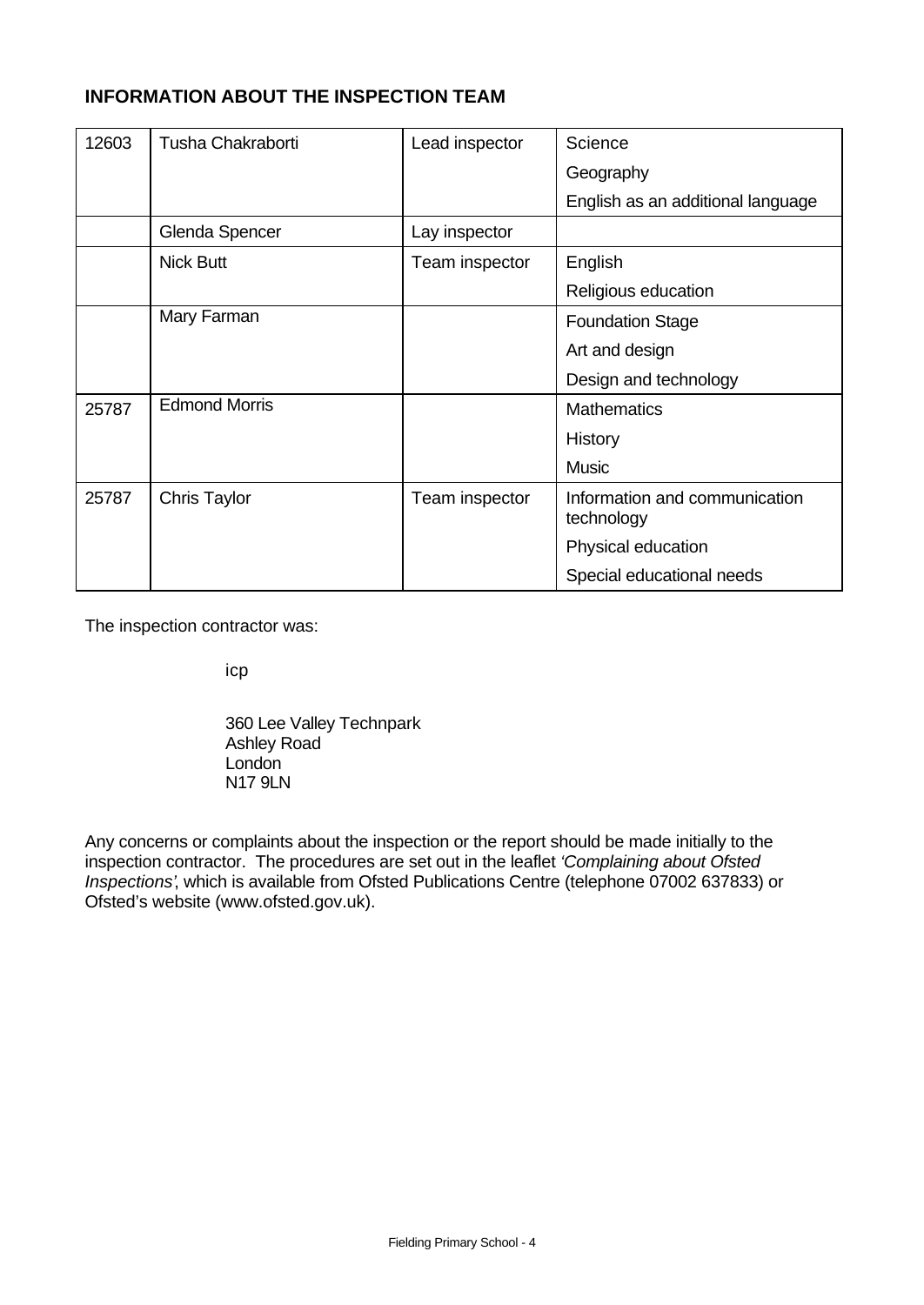**INFORMATION ABOUT THE INSPECTION TEAM**

| | | | |
|---|---|---|---|
| 12603 | Tusha Chakraborti | Lead inspector | Science<br>Geography<br>English as an additional language |
| | Glenda Spencer | Lay inspector | |
| | Nick Butt | Team inspector | English<br>Religious education |
| | Mary Farman | | Foundation Stage<br>Art and design<br>Design and technology |
| 25787 | Edmond Morris | | Mathematics<br>History<br>Music |
| 25787 | Chris Taylor | Team inspector | Information and communication technology<br>Physical education<br>Special educational needs |

The inspection contractor was:

icp

360 Lee Valley Technpark
Ashley Road
London
N17 9LN

Any concerns or complaints about the inspection or the report should be made initially to the inspection contractor. The procedures are set out in the leaflet *'Complaining about Ofsted Inspections'*, which is available from Ofsted Publications Centre (telephone 07002 637833) or Ofsted's website (www.ofsted.gov.uk).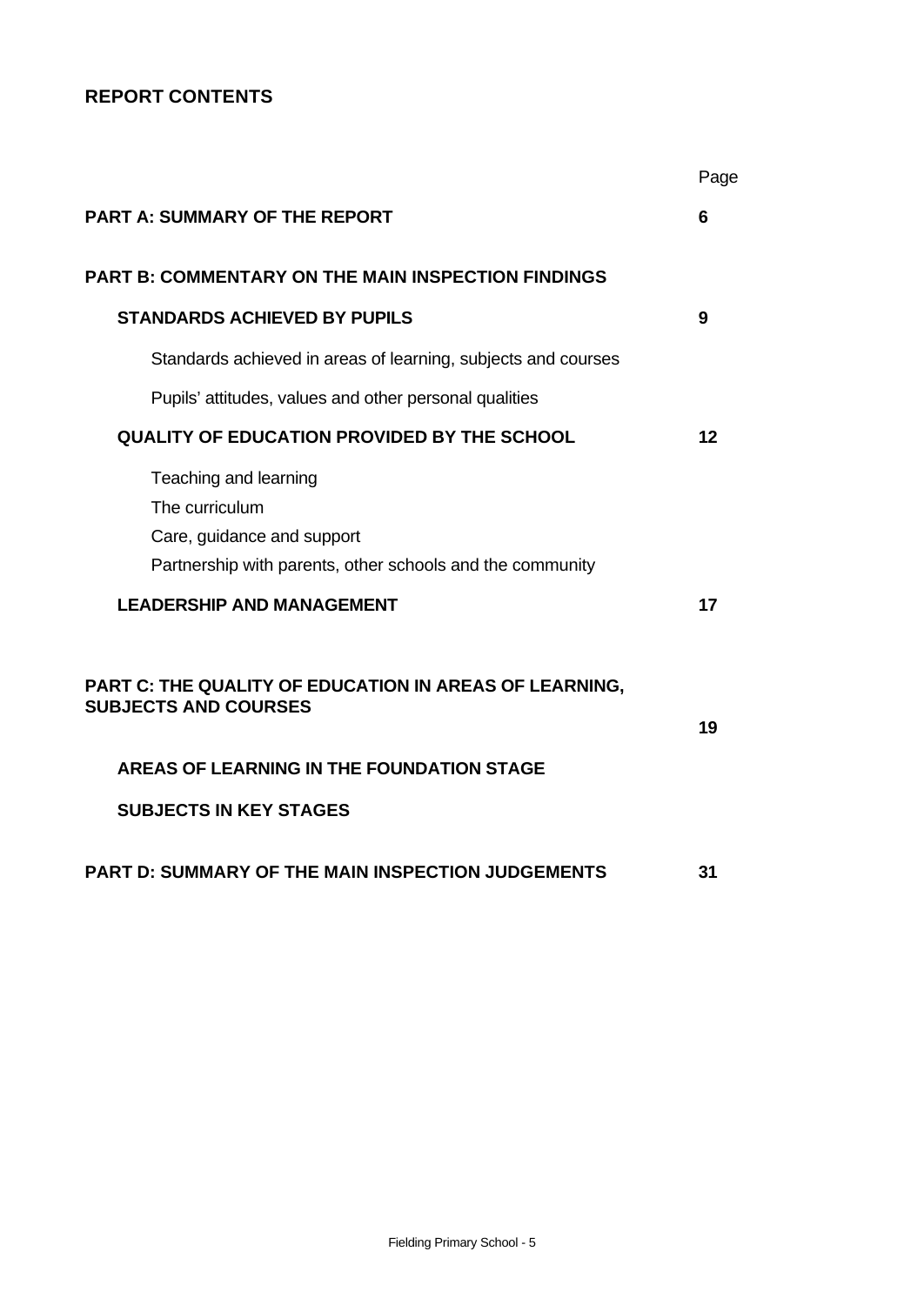## REPORT CONTENTS

| | Page |
|---|---|
| **PART A: SUMMARY OF THE REPORT** | **6** |
| **PART B: COMMENTARY ON THE MAIN INSPECTION FINDINGS** | |
| **STANDARDS ACHIEVED BY PUPILS** | **9** |
| Standards achieved in areas of learning, subjects and courses | |
| Pupils' attitudes, values and other personal qualities | |
| **QUALITY OF EDUCATION PROVIDED BY THE SCHOOL** | **12** |
| Teaching and learning<br>The curriculum<br>Care, guidance and support<br>Partnership with parents, other schools and the community | |
| **LEADERSHIP AND MANAGEMENT** | **17** |
| **PART C: THE QUALITY OF EDUCATION IN AREAS OF LEARNING, SUBJECTS AND COURSES** | **19** |
| **AREAS OF LEARNING IN THE FOUNDATION STAGE** | |
| **SUBJECTS IN KEY STAGES** | |
| **PART D: SUMMARY OF THE MAIN INSPECTION JUDGEMENTS** | **31** |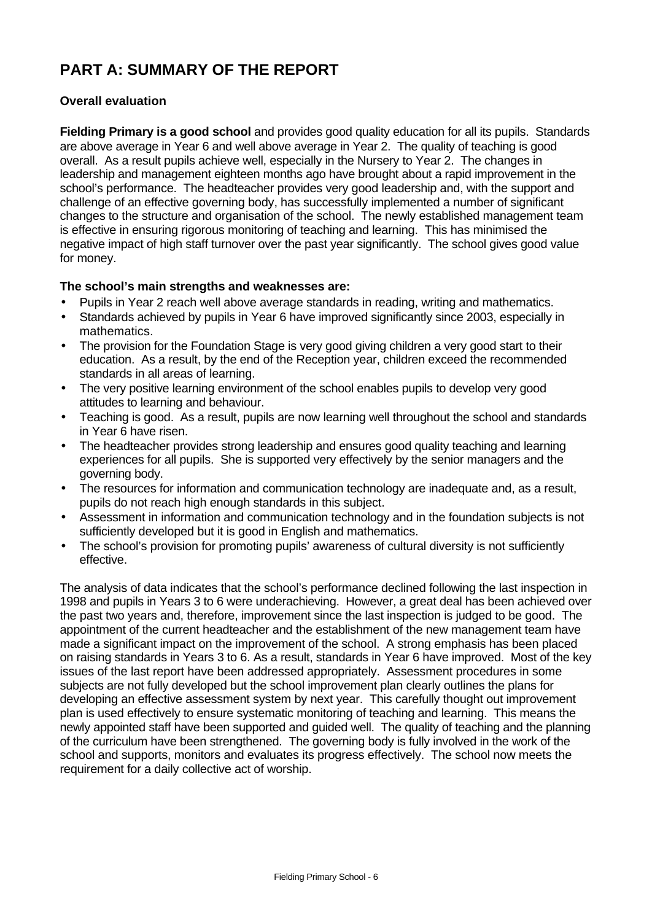# PART A: SUMMARY OF THE REPORT

### Overall evaluation

**Fielding Primary is a good school** and provides good quality education for all its pupils. Standards are above average in Year 6 and well above average in Year 2. The quality of teaching is good overall. As a result pupils achieve well, especially in the Nursery to Year 2. The changes in leadership and management eighteen months ago have brought about a rapid improvement in the school's performance. The headteacher provides very good leadership and, with the support and challenge of an effective governing body, has successfully implemented a number of significant changes to the structure and organisation of the school. The newly established management team is effective in ensuring rigorous monitoring of teaching and learning. This has minimised the negative impact of high staff turnover over the past year significantly. The school gives good value for money.

**The school's main strengths and weaknesses are:**

- Pupils in Year 2 reach well above average standards in reading, writing and mathematics.
- Standards achieved by pupils in Year 6 have improved significantly since 2003, especially in mathematics.
- The provision for the Foundation Stage is very good giving children a very good start to their education. As a result, by the end of the Reception year, children exceed the recommended standards in all areas of learning.
- The very positive learning environment of the school enables pupils to develop very good attitudes to learning and behaviour.
- Teaching is good. As a result, pupils are now learning well throughout the school and standards in Year 6 have risen.
- The headteacher provides strong leadership and ensures good quality teaching and learning experiences for all pupils. She is supported very effectively by the senior managers and the governing body.
- The resources for information and communication technology are inadequate and, as a result, pupils do not reach high enough standards in this subject.
- Assessment in information and communication technology and in the foundation subjects is not sufficiently developed but it is good in English and mathematics.
- The school's provision for promoting pupils' awareness of cultural diversity is not sufficiently effective.

The analysis of data indicates that the school's performance declined following the last inspection in 1998 and pupils in Years 3 to 6 were underachieving. However, a great deal has been achieved over the past two years and, therefore, improvement since the last inspection is judged to be good. The appointment of the current headteacher and the establishment of the new management team have made a significant impact on the improvement of the school. A strong emphasis has been placed on raising standards in Years 3 to 6. As a result, standards in Year 6 have improved. Most of the key issues of the last report have been addressed appropriately. Assessment procedures in some subjects are not fully developed but the school improvement plan clearly outlines the plans for developing an effective assessment system by next year. This carefully thought out improvement plan is used effectively to ensure systematic monitoring of teaching and learning. This means the newly appointed staff have been supported and guided well. The quality of teaching and the planning of the curriculum have been strengthened. The governing body is fully involved in the work of the school and supports, monitors and evaluates its progress effectively. The school now meets the requirement for a daily collective act of worship.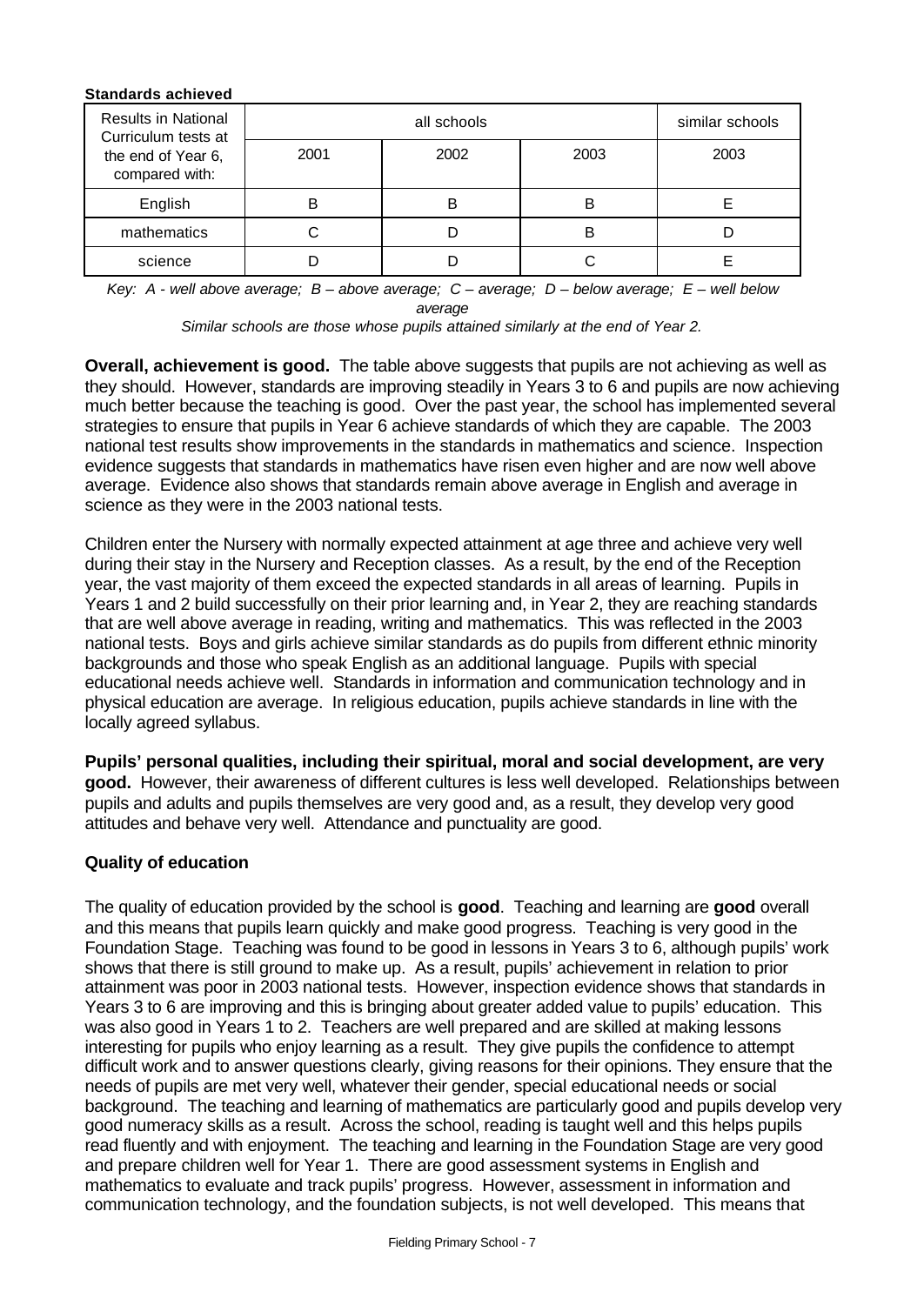**Standards achieved**

| Results in National Curriculum tests at the end of Year 6, compared with: | all schools | | | similar schools |
|---|---|---|---|---|
| | 2001 | 2002 | 2003 | 2003 |
| English | B | B | B | E |
| mathematics | C | D | B | D |
| science | D | D | C | E |

*Key: A - well above average; B – above average; C – average; D – below average; E – well below average*

*Similar schools are those whose pupils attained similarly at the end of Year 2.*

**Overall, achievement is good.** The table above suggests that pupils are not achieving as well as they should. However, standards are improving steadily in Years 3 to 6 and pupils are now achieving much better because the teaching is good. Over the past year, the school has implemented several strategies to ensure that pupils in Year 6 achieve standards of which they are capable. The 2003 national test results show improvements in the standards in mathematics and science. Inspection evidence suggests that standards in mathematics have risen even higher and are now well above average. Evidence also shows that standards remain above average in English and average in science as they were in the 2003 national tests.

Children enter the Nursery with normally expected attainment at age three and achieve very well during their stay in the Nursery and Reception classes. As a result, by the end of the Reception year, the vast majority of them exceed the expected standards in all areas of learning. Pupils in Years 1 and 2 build successfully on their prior learning and, in Year 2, they are reaching standards that are well above average in reading, writing and mathematics. This was reflected in the 2003 national tests. Boys and girls achieve similar standards as do pupils from different ethnic minority backgrounds and those who speak English as an additional language. Pupils with special educational needs achieve well. Standards in information and communication technology and in physical education are average. In religious education, pupils achieve standards in line with the locally agreed syllabus.

**Pupils' personal qualities, including their spiritual, moral and social development, are very good.** However, their awareness of different cultures is less well developed. Relationships between pupils and adults and pupils themselves are very good and, as a result, they develop very good attitudes and behave very well. Attendance and punctuality are good.

### Quality of education

The quality of education provided by the school is **good**. Teaching and learning are **good** overall and this means that pupils learn quickly and make good progress. Teaching is very good in the Foundation Stage. Teaching was found to be good in lessons in Years 3 to 6, although pupils' work shows that there is still ground to make up. As a result, pupils' achievement in relation to prior attainment was poor in 2003 national tests. However, inspection evidence shows that standards in Years 3 to 6 are improving and this is bringing about greater added value to pupils' education. This was also good in Years 1 to 2. Teachers are well prepared and are skilled at making lessons interesting for pupils who enjoy learning as a result. They give pupils the confidence to attempt difficult work and to answer questions clearly, giving reasons for their opinions. They ensure that the needs of pupils are met very well, whatever their gender, special educational needs or social background. The teaching and learning of mathematics are particularly good and pupils develop very good numeracy skills as a result. Across the school, reading is taught well and this helps pupils read fluently and with enjoyment. The teaching and learning in the Foundation Stage are very good and prepare children well for Year 1. There are good assessment systems in English and mathematics to evaluate and track pupils' progress. However, assessment in information and communication technology, and the foundation subjects, is not well developed. This means that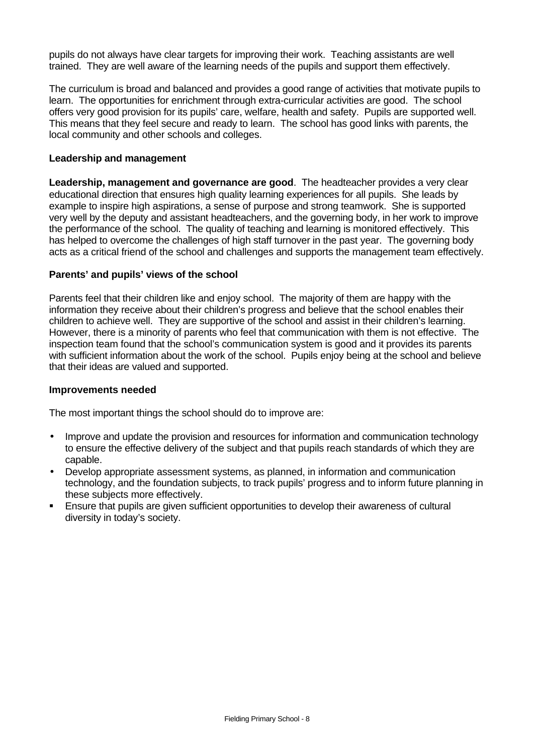pupils do not always have clear targets for improving their work. Teaching assistants are well trained. They are well aware of the learning needs of the pupils and support them effectively.

The curriculum is broad and balanced and provides a good range of activities that motivate pupils to learn. The opportunities for enrichment through extra-curricular activities are good. The school offers very good provision for its pupils' care, welfare, health and safety. Pupils are supported well. This means that they feel secure and ready to learn. The school has good links with parents, the local community and other schools and colleges.

**Leadership and management**

**Leadership, management and governance are good**. The headteacher provides a very clear educational direction that ensures high quality learning experiences for all pupils. She leads by example to inspire high aspirations, a sense of purpose and strong teamwork. She is supported very well by the deputy and assistant headteachers, and the governing body, in her work to improve the performance of the school. The quality of teaching and learning is monitored effectively. This has helped to overcome the challenges of high staff turnover in the past year. The governing body acts as a critical friend of the school and challenges and supports the management team effectively.

**Parents' and pupils' views of the school**

Parents feel that their children like and enjoy school. The majority of them are happy with the information they receive about their children's progress and believe that the school enables their children to achieve well. They are supportive of the school and assist in their children's learning. However, there is a minority of parents who feel that communication with them is not effective. The inspection team found that the school's communication system is good and it provides its parents with sufficient information about the work of the school. Pupils enjoy being at the school and believe that their ideas are valued and supported.

**Improvements needed**

The most important things the school should do to improve are:

- Improve and update the provision and resources for information and communication technology to ensure the effective delivery of the subject and that pupils reach standards of which they are capable.
- Develop appropriate assessment systems, as planned, in information and communication technology, and the foundation subjects, to track pupils' progress and to inform future planning in these subjects more effectively.
- Ensure that pupils are given sufficient opportunities to develop their awareness of cultural diversity in today's society.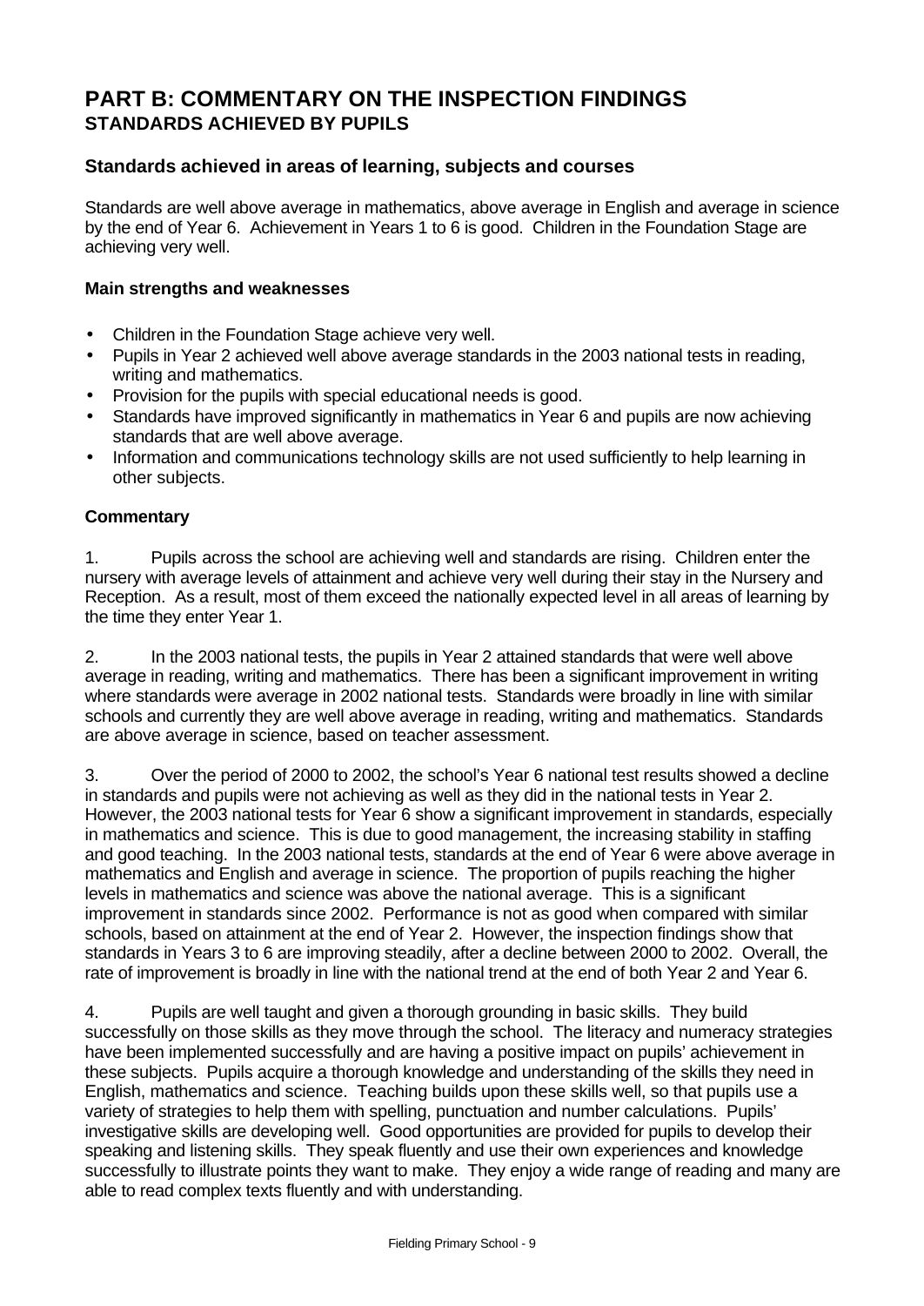# PART B: COMMENTARY ON THE INSPECTION FINDINGS

## STANDARDS ACHIEVED BY PUPILS

### Standards achieved in areas of learning, subjects and courses

Standards are well above average in mathematics, above average in English and average in science by the end of Year 6. Achievement in Years 1 to 6 is good. Children in the Foundation Stage are achieving very well.

**Main strengths and weaknesses**

- Children in the Foundation Stage achieve very well.
- Pupils in Year 2 achieved well above average standards in the 2003 national tests in reading, writing and mathematics.
- Provision for the pupils with special educational needs is good.
- Standards have improved significantly in mathematics in Year 6 and pupils are now achieving standards that are well above average.
- Information and communications technology skills are not used sufficiently to help learning in other subjects.

**Commentary**

1. Pupils across the school are achieving well and standards are rising. Children enter the nursery with average levels of attainment and achieve very well during their stay in the Nursery and Reception. As a result, most of them exceed the nationally expected level in all areas of learning by the time they enter Year 1.

2. In the 2003 national tests, the pupils in Year 2 attained standards that were well above average in reading, writing and mathematics. There has been a significant improvement in writing where standards were average in 2002 national tests. Standards were broadly in line with similar schools and currently they are well above average in reading, writing and mathematics. Standards are above average in science, based on teacher assessment.

3. Over the period of 2000 to 2002, the school's Year 6 national test results showed a decline in standards and pupils were not achieving as well as they did in the national tests in Year 2. However, the 2003 national tests for Year 6 show a significant improvement in standards, especially in mathematics and science. This is due to good management, the increasing stability in staffing and good teaching. In the 2003 national tests, standards at the end of Year 6 were above average in mathematics and English and average in science. The proportion of pupils reaching the higher levels in mathematics and science was above the national average. This is a significant improvement in standards since 2002. Performance is not as good when compared with similar schools, based on attainment at the end of Year 2. However, the inspection findings show that standards in Years 3 to 6 are improving steadily, after a decline between 2000 to 2002. Overall, the rate of improvement is broadly in line with the national trend at the end of both Year 2 and Year 6.

4. Pupils are well taught and given a thorough grounding in basic skills. They build successfully on those skills as they move through the school. The literacy and numeracy strategies have been implemented successfully and are having a positive impact on pupils' achievement in these subjects. Pupils acquire a thorough knowledge and understanding of the skills they need in English, mathematics and science. Teaching builds upon these skills well, so that pupils use a variety of strategies to help them with spelling, punctuation and number calculations. Pupils' investigative skills are developing well. Good opportunities are provided for pupils to develop their speaking and listening skills. They speak fluently and use their own experiences and knowledge successfully to illustrate points they want to make. They enjoy a wide range of reading and many are able to read complex texts fluently and with understanding.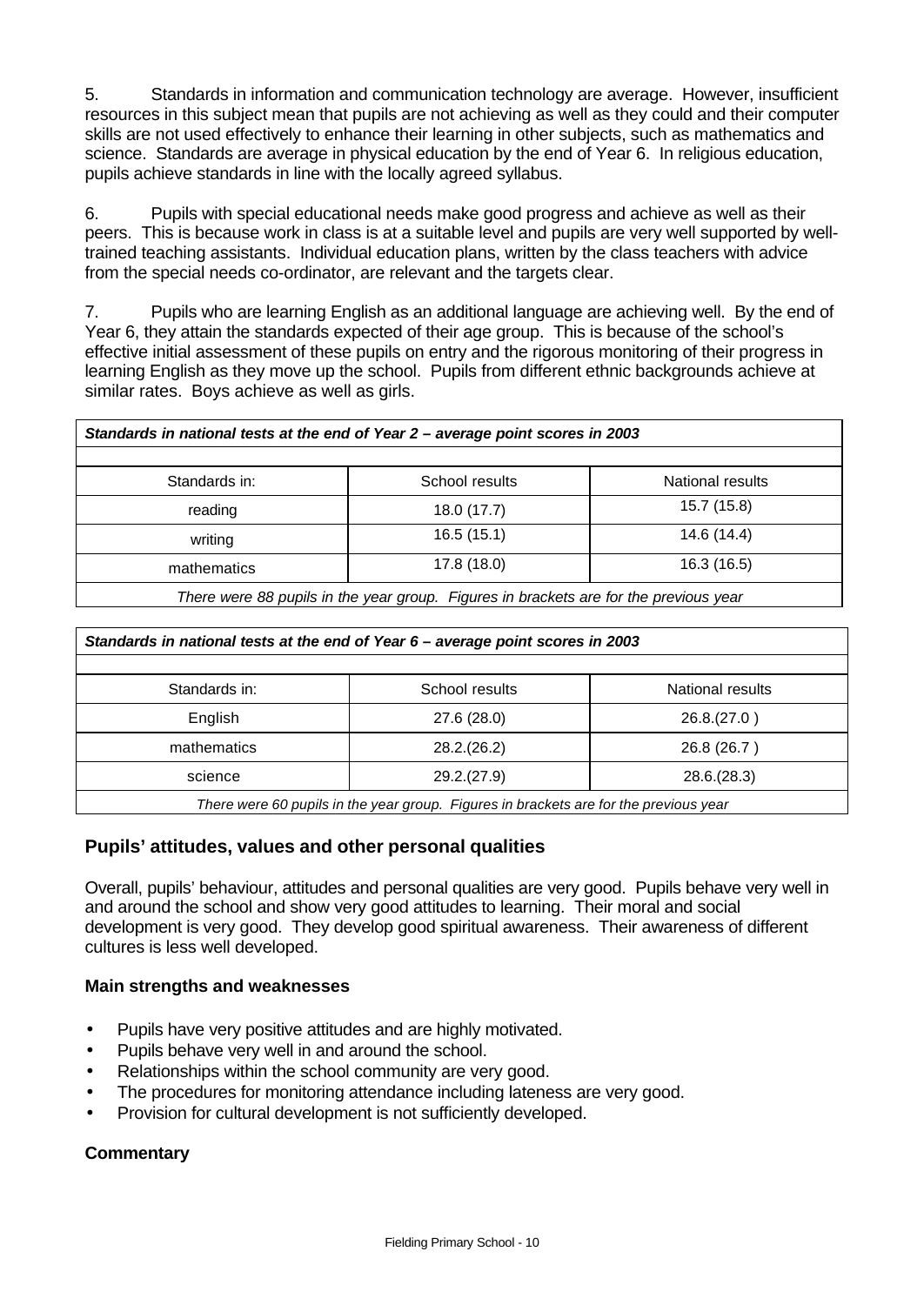5. Standards in information and communication technology are average. However, insufficient resources in this subject mean that pupils are not achieving as well as they could and their computer skills are not used effectively to enhance their learning in other subjects, such as mathematics and science. Standards are average in physical education by the end of Year 6. In religious education, pupils achieve standards in line with the locally agreed syllabus.

6. Pupils with special educational needs make good progress and achieve as well as their peers. This is because work in class is at a suitable level and pupils are very well supported by well-trained teaching assistants. Individual education plans, written by the class teachers with advice from the special needs co-ordinator, are relevant and the targets clear.

7. Pupils who are learning English as an additional language are achieving well. By the end of Year 6, they attain the standards expected of their age group. This is because of the school's effective initial assessment of these pupils on entry and the rigorous monitoring of their progress in learning English as they move up the school. Pupils from different ethnic backgrounds achieve at similar rates. Boys achieve as well as girls.

***Standards in national tests at the end of Year 2 – average point scores in 2003***

| Standards in: | School results | National results |
|---|---|---|
| reading | 18.0 (17.7) | 15.7 (15.8) |
| writing | 16.5 (15.1) | 14.6 (14.4) |
| mathematics | 17.8 (18.0) | 16.3 (16.5) |

*There were 88 pupils in the year group. Figures in brackets are for the previous year*

***Standards in national tests at the end of Year 6 – average point scores in 2003***

| Standards in: | School results | National results |
|---|---|---|
| English | 27.6 (28.0) | 26.8.(27.0 ) |
| mathematics | 28.2.(26.2) | 26.8 (26.7 ) |
| science | 29.2.(27.9) | 28.6.(28.3) |

*There were 60 pupils in the year group. Figures in brackets are for the previous year*

## Pupils' attitudes, values and other personal qualities

Overall, pupils' behaviour, attitudes and personal qualities are very good. Pupils behave very well in and around the school and show very good attitudes to learning. Their moral and social development is very good. They develop good spiritual awareness. Their awareness of different cultures is less well developed.

### Main strengths and weaknesses

- Pupils have very positive attitudes and are highly motivated.
- Pupils behave very well in and around the school.
- Relationships within the school community are very good.
- The procedures for monitoring attendance including lateness are very good.
- Provision for cultural development is not sufficiently developed.

### Commentary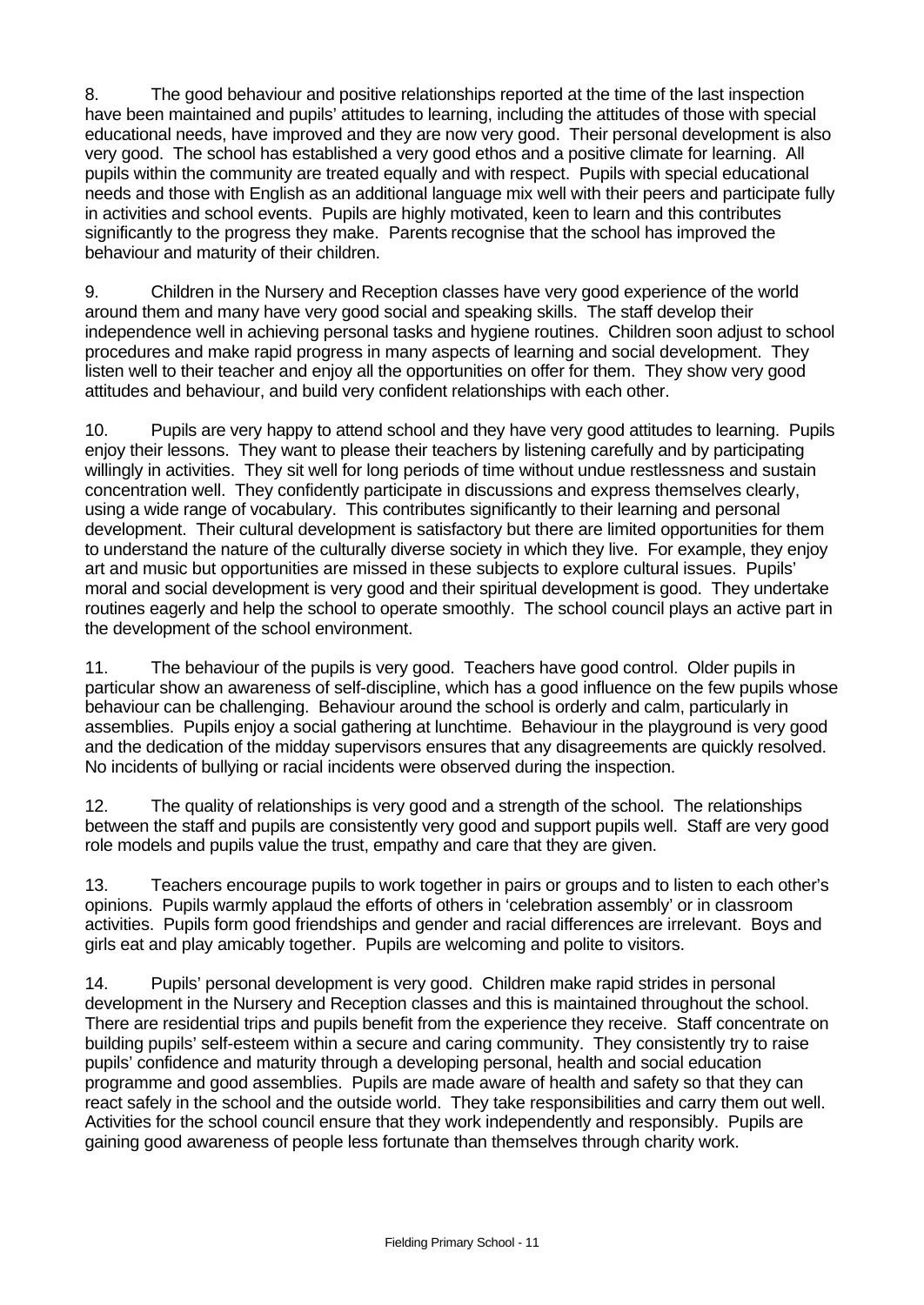8. The good behaviour and positive relationships reported at the time of the last inspection have been maintained and pupils' attitudes to learning, including the attitudes of those with special educational needs, have improved and they are now very good. Their personal development is also very good. The school has established a very good ethos and a positive climate for learning. All pupils within the community are treated equally and with respect. Pupils with special educational needs and those with English as an additional language mix well with their peers and participate fully in activities and school events. Pupils are highly motivated, keen to learn and this contributes significantly to the progress they make. Parents recognise that the school has improved the behaviour and maturity of their children.

9. Children in the Nursery and Reception classes have very good experience of the world around them and many have very good social and speaking skills. The staff develop their independence well in achieving personal tasks and hygiene routines. Children soon adjust to school procedures and make rapid progress in many aspects of learning and social development. They listen well to their teacher and enjoy all the opportunities on offer for them. They show very good attitudes and behaviour, and build very confident relationships with each other.

10. Pupils are very happy to attend school and they have very good attitudes to learning. Pupils enjoy their lessons. They want to please their teachers by listening carefully and by participating willingly in activities. They sit well for long periods of time without undue restlessness and sustain concentration well. They confidently participate in discussions and express themselves clearly, using a wide range of vocabulary. This contributes significantly to their learning and personal development. Their cultural development is satisfactory but there are limited opportunities for them to understand the nature of the culturally diverse society in which they live. For example, they enjoy art and music but opportunities are missed in these subjects to explore cultural issues. Pupils' moral and social development is very good and their spiritual development is good. They undertake routines eagerly and help the school to operate smoothly. The school council plays an active part in the development of the school environment.

11. The behaviour of the pupils is very good. Teachers have good control. Older pupils in particular show an awareness of self-discipline, which has a good influence on the few pupils whose behaviour can be challenging. Behaviour around the school is orderly and calm, particularly in assemblies. Pupils enjoy a social gathering at lunchtime. Behaviour in the playground is very good and the dedication of the midday supervisors ensures that any disagreements are quickly resolved. No incidents of bullying or racial incidents were observed during the inspection.

12. The quality of relationships is very good and a strength of the school. The relationships between the staff and pupils are consistently very good and support pupils well. Staff are very good role models and pupils value the trust, empathy and care that they are given.

13. Teachers encourage pupils to work together in pairs or groups and to listen to each other's opinions. Pupils warmly applaud the efforts of others in 'celebration assembly' or in classroom activities. Pupils form good friendships and gender and racial differences are irrelevant. Boys and girls eat and play amicably together. Pupils are welcoming and polite to visitors.

14. Pupils' personal development is very good. Children make rapid strides in personal development in the Nursery and Reception classes and this is maintained throughout the school. There are residential trips and pupils benefit from the experience they receive. Staff concentrate on building pupils' self-esteem within a secure and caring community. They consistently try to raise pupils' confidence and maturity through a developing personal, health and social education programme and good assemblies. Pupils are made aware of health and safety so that they can react safely in the school and the outside world. They take responsibilities and carry them out well. Activities for the school council ensure that they work independently and responsibly. Pupils are gaining good awareness of people less fortunate than themselves through charity work.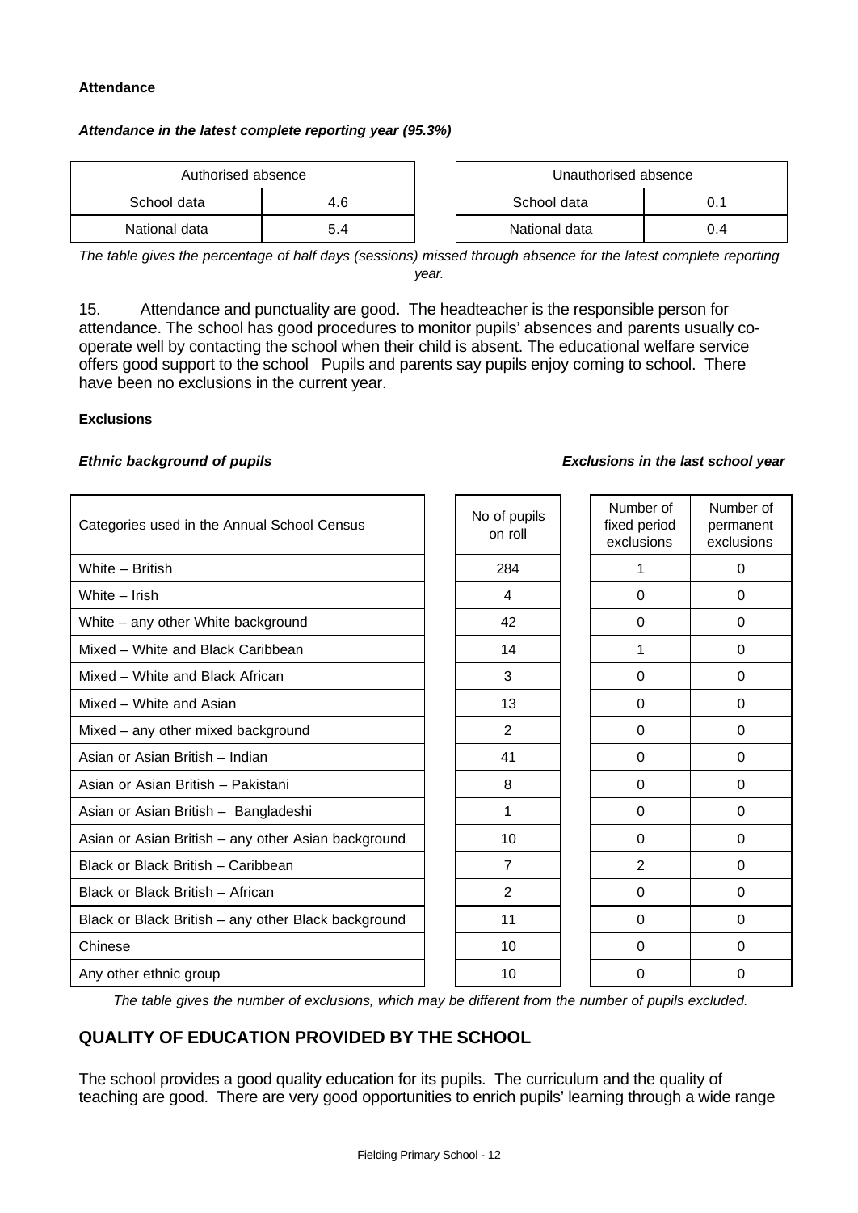**Attendance**

***Attendance in the latest complete reporting year (95.3%)***

| Authorised absence | |
|---|---|
| School data | 4.6 |
| National data | 5.4 |

| Unauthorised absence | |
|---|---|
| School data | 0.1 |
| National data | 0.4 |

*The table gives the percentage of half days (sessions) missed through absence for the latest complete reporting year.*

15. Attendance and punctuality are good. The headteacher is the responsible person for attendance. The school has good procedures to monitor pupils' absences and parents usually co-operate well by contacting the school when their child is absent. The educational welfare service offers good support to the school Pupils and parents say pupils enjoy coming to school. There have been no exclusions in the current year.

**Exclusions**

***Ethnic background of pupils*** ***Exclusions in the last school year***

| Categories used in the Annual School Census | No of pupils on roll | Number of fixed period exclusions | Number of permanent exclusions |
|---|---|---|---|
| White – British | 284 | 1 | 0 |
| White – Irish | 4 | 0 | 0 |
| White – any other White background | 42 | 0 | 0 |
| Mixed – White and Black Caribbean | 14 | 1 | 0 |
| Mixed – White and Black African | 3 | 0 | 0 |
| Mixed – White and Asian | 13 | 0 | 0 |
| Mixed – any other mixed background | 2 | 0 | 0 |
| Asian or Asian British – Indian | 41 | 0 | 0 |
| Asian or Asian British – Pakistani | 8 | 0 | 0 |
| Asian or Asian British – Bangladeshi | 1 | 0 | 0 |
| Asian or Asian British – any other Asian background | 10 | 0 | 0 |
| Black or Black British – Caribbean | 7 | 2 | 0 |
| Black or Black British – African | 2 | 0 | 0 |
| Black or Black British – any other Black background | 11 | 0 | 0 |
| Chinese | 10 | 0 | 0 |
| Any other ethnic group | 10 | 0 | 0 |

*The table gives the number of exclusions, which may be different from the number of pupils excluded.*

## QUALITY OF EDUCATION PROVIDED BY THE SCHOOL

The school provides a good quality education for its pupils. The curriculum and the quality of teaching are good. There are very good opportunities to enrich pupils' learning through a wide range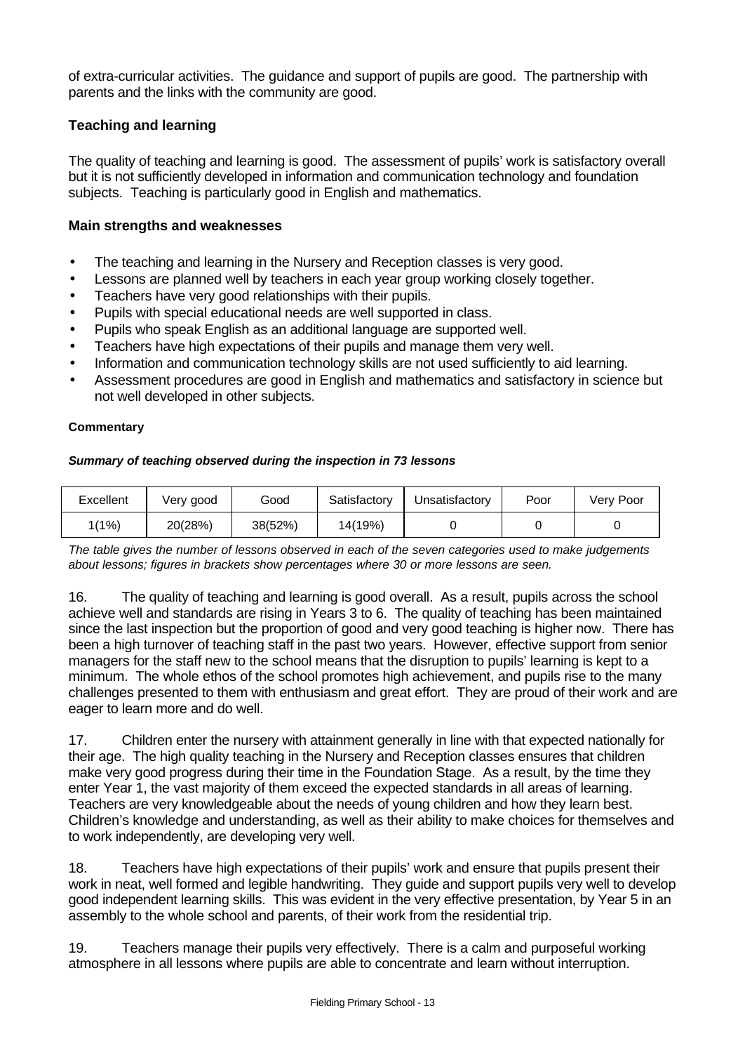of extra-curricular activities. The guidance and support of pupils are good. The partnership with parents and the links with the community are good.

### Teaching and learning

The quality of teaching and learning is good. The assessment of pupils' work is satisfactory overall but it is not sufficiently developed in information and communication technology and foundation subjects. Teaching is particularly good in English and mathematics.

### Main strengths and weaknesses

- The teaching and learning in the Nursery and Reception classes is very good.
- Lessons are planned well by teachers in each year group working closely together.
- Teachers have very good relationships with their pupils.
- Pupils with special educational needs are well supported in class.
- Pupils who speak English as an additional language are supported well.
- Teachers have high expectations of their pupils and manage them very well.
- Information and communication technology skills are not used sufficiently to aid learning.
- Assessment procedures are good in English and mathematics and satisfactory in science but not well developed in other subjects.

**Commentary**

***Summary of teaching observed during the inspection in 73 lessons***

| Excellent | Very good | Good | Satisfactory | Unsatisfactory | Poor | Very Poor |
|---|---|---|---|---|---|---|
| 1(1%) | 20(28%) | 38(52%) | 14(19%) | 0 | 0 | 0 |

*The table gives the number of lessons observed in each of the seven categories used to make judgements about lessons; figures in brackets show percentages where 30 or more lessons are seen.*

16. The quality of teaching and learning is good overall. As a result, pupils across the school achieve well and standards are rising in Years 3 to 6. The quality of teaching has been maintained since the last inspection but the proportion of good and very good teaching is higher now. There has been a high turnover of teaching staff in the past two years. However, effective support from senior managers for the staff new to the school means that the disruption to pupils' learning is kept to a minimum. The whole ethos of the school promotes high achievement, and pupils rise to the many challenges presented to them with enthusiasm and great effort. They are proud of their work and are eager to learn more and do well.

17. Children enter the nursery with attainment generally in line with that expected nationally for their age. The high quality teaching in the Nursery and Reception classes ensures that children make very good progress during their time in the Foundation Stage. As a result, by the time they enter Year 1, the vast majority of them exceed the expected standards in all areas of learning. Teachers are very knowledgeable about the needs of young children and how they learn best. Children's knowledge and understanding, as well as their ability to make choices for themselves and to work independently, are developing very well.

18. Teachers have high expectations of their pupils' work and ensure that pupils present their work in neat, well formed and legible handwriting. They guide and support pupils very well to develop good independent learning skills. This was evident in the very effective presentation, by Year 5 in an assembly to the whole school and parents, of their work from the residential trip.

19. Teachers manage their pupils very effectively. There is a calm and purposeful working atmosphere in all lessons where pupils are able to concentrate and learn without interruption.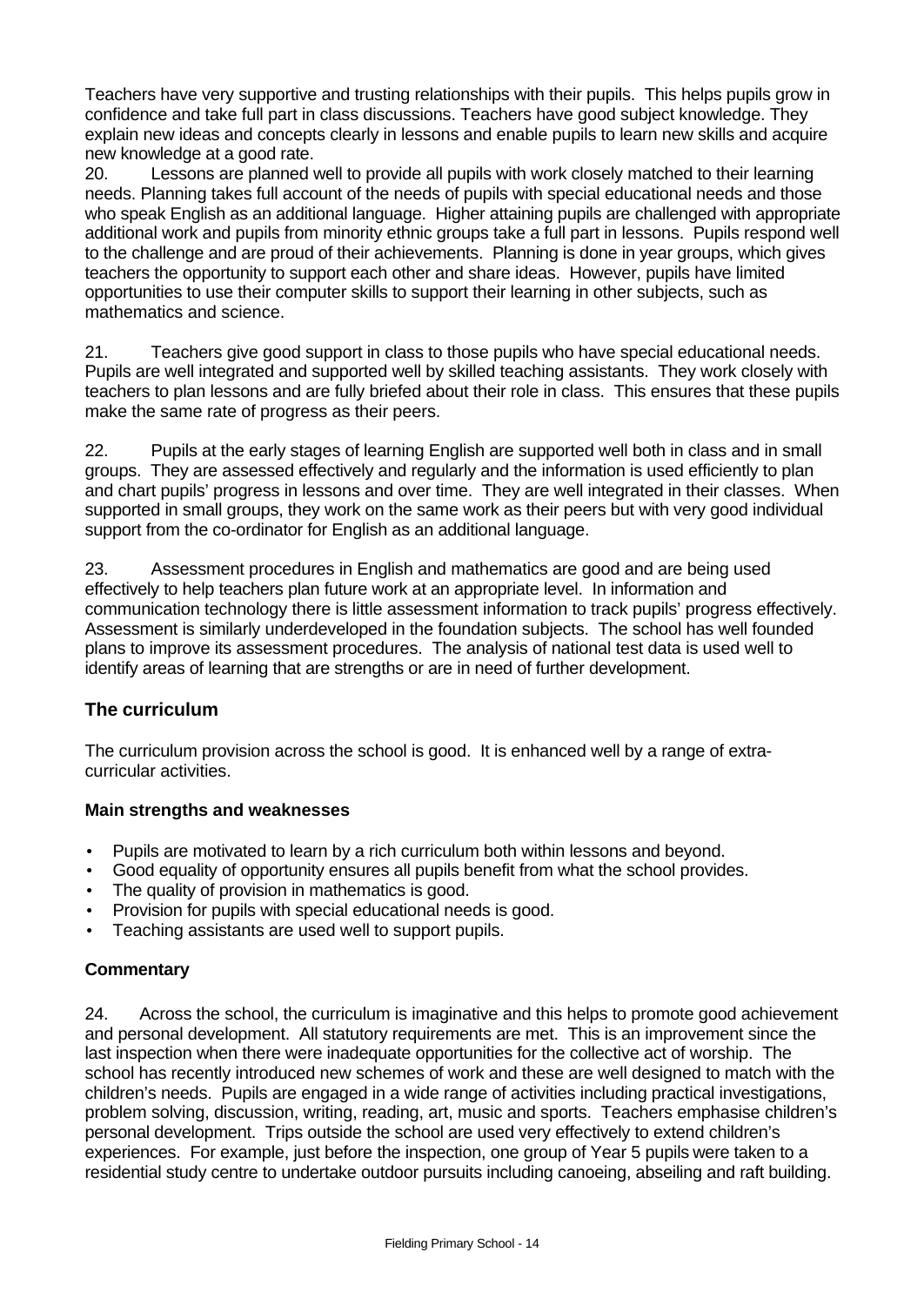Teachers have very supportive and trusting relationships with their pupils. This helps pupils grow in confidence and take full part in class discussions. Teachers have good subject knowledge. They explain new ideas and concepts clearly in lessons and enable pupils to learn new skills and acquire new knowledge at a good rate.

20. Lessons are planned well to provide all pupils with work closely matched to their learning needs. Planning takes full account of the needs of pupils with special educational needs and those who speak English as an additional language. Higher attaining pupils are challenged with appropriate additional work and pupils from minority ethnic groups take a full part in lessons. Pupils respond well to the challenge and are proud of their achievements. Planning is done in year groups, which gives teachers the opportunity to support each other and share ideas. However, pupils have limited opportunities to use their computer skills to support their learning in other subjects, such as mathematics and science.

21. Teachers give good support in class to those pupils who have special educational needs. Pupils are well integrated and supported well by skilled teaching assistants. They work closely with teachers to plan lessons and are fully briefed about their role in class. This ensures that these pupils make the same rate of progress as their peers.

22. Pupils at the early stages of learning English are supported well both in class and in small groups. They are assessed effectively and regularly and the information is used efficiently to plan and chart pupils' progress in lessons and over time. They are well integrated in their classes. When supported in small groups, they work on the same work as their peers but with very good individual support from the co-ordinator for English as an additional language.

23. Assessment procedures in English and mathematics are good and are being used effectively to help teachers plan future work at an appropriate level. In information and communication technology there is little assessment information to track pupils' progress effectively. Assessment is similarly underdeveloped in the foundation subjects. The school has well founded plans to improve its assessment procedures. The analysis of national test data is used well to identify areas of learning that are strengths or are in need of further development.

## The curriculum

The curriculum provision across the school is good. It is enhanced well by a range of extra-curricular activities.

### Main strengths and weaknesses

- Pupils are motivated to learn by a rich curriculum both within lessons and beyond.
- Good equality of opportunity ensures all pupils benefit from what the school provides.
- The quality of provision in mathematics is good.
- Provision for pupils with special educational needs is good.
- Teaching assistants are used well to support pupils.

### Commentary

24. Across the school, the curriculum is imaginative and this helps to promote good achievement and personal development. All statutory requirements are met. This is an improvement since the last inspection when there were inadequate opportunities for the collective act of worship. The school has recently introduced new schemes of work and these are well designed to match with the children's needs. Pupils are engaged in a wide range of activities including practical investigations, problem solving, discussion, writing, reading, art, music and sports. Teachers emphasise children's personal development. Trips outside the school are used very effectively to extend children's experiences. For example, just before the inspection, one group of Year 5 pupils were taken to a residential study centre to undertake outdoor pursuits including canoeing, abseiling and raft building.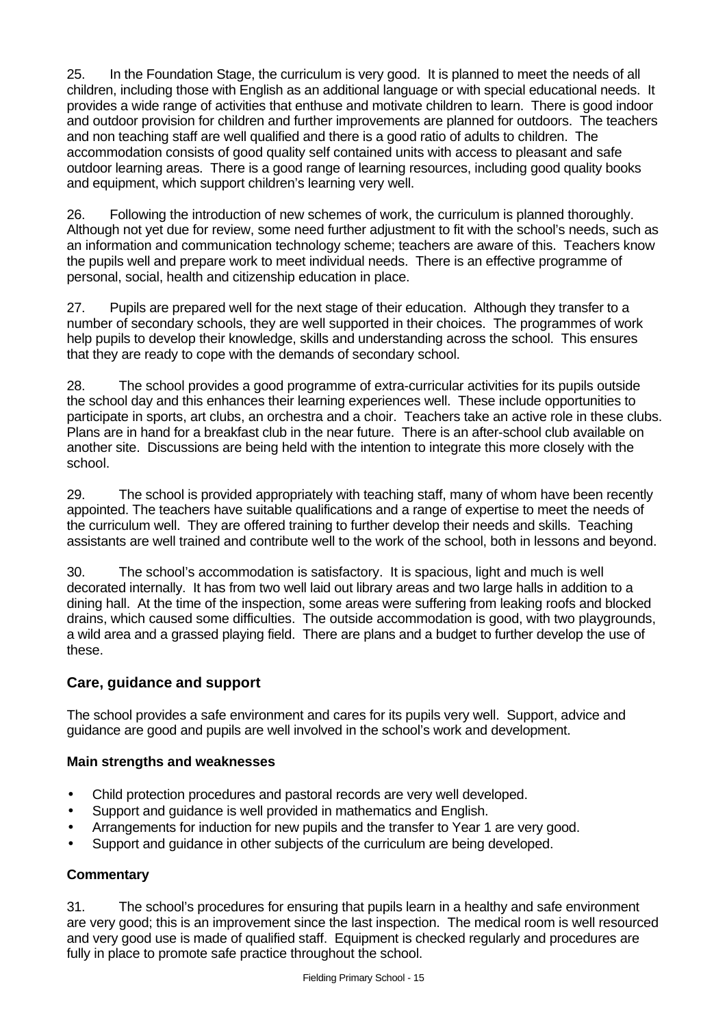25. In the Foundation Stage, the curriculum is very good. It is planned to meet the needs of all children, including those with English as an additional language or with special educational needs. It provides a wide range of activities that enthuse and motivate children to learn. There is good indoor and outdoor provision for children and further improvements are planned for outdoors. The teachers and non teaching staff are well qualified and there is a good ratio of adults to children. The accommodation consists of good quality self contained units with access to pleasant and safe outdoor learning areas. There is a good range of learning resources, including good quality books and equipment, which support children's learning very well.

26. Following the introduction of new schemes of work, the curriculum is planned thoroughly. Although not yet due for review, some need further adjustment to fit with the school's needs, such as an information and communication technology scheme; teachers are aware of this. Teachers know the pupils well and prepare work to meet individual needs. There is an effective programme of personal, social, health and citizenship education in place.

27. Pupils are prepared well for the next stage of their education. Although they transfer to a number of secondary schools, they are well supported in their choices. The programmes of work help pupils to develop their knowledge, skills and understanding across the school. This ensures that they are ready to cope with the demands of secondary school.

28. The school provides a good programme of extra-curricular activities for its pupils outside the school day and this enhances their learning experiences well. These include opportunities to participate in sports, art clubs, an orchestra and a choir. Teachers take an active role in these clubs. Plans are in hand for a breakfast club in the near future. There is an after-school club available on another site. Discussions are being held with the intention to integrate this more closely with the school.

29. The school is provided appropriately with teaching staff, many of whom have been recently appointed. The teachers have suitable qualifications and a range of expertise to meet the needs of the curriculum well. They are offered training to further develop their needs and skills. Teaching assistants are well trained and contribute well to the work of the school, both in lessons and beyond.

30. The school's accommodation is satisfactory. It is spacious, light and much is well decorated internally. It has from two well laid out library areas and two large halls in addition to a dining hall. At the time of the inspection, some areas were suffering from leaking roofs and blocked drains, which caused some difficulties. The outside accommodation is good, with two playgrounds, a wild area and a grassed playing field. There are plans and a budget to further develop the use of these.

## Care, guidance and support

The school provides a safe environment and cares for its pupils very well. Support, advice and guidance are good and pupils are well involved in the school's work and development.

### Main strengths and weaknesses

- Child protection procedures and pastoral records are very well developed.
- Support and guidance is well provided in mathematics and English.
- Arrangements for induction for new pupils and the transfer to Year 1 are very good.
- Support and guidance in other subjects of the curriculum are being developed.

### Commentary

31. The school's procedures for ensuring that pupils learn in a healthy and safe environment are very good; this is an improvement since the last inspection. The medical room is well resourced and very good use is made of qualified staff. Equipment is checked regularly and procedures are fully in place to promote safe practice throughout the school.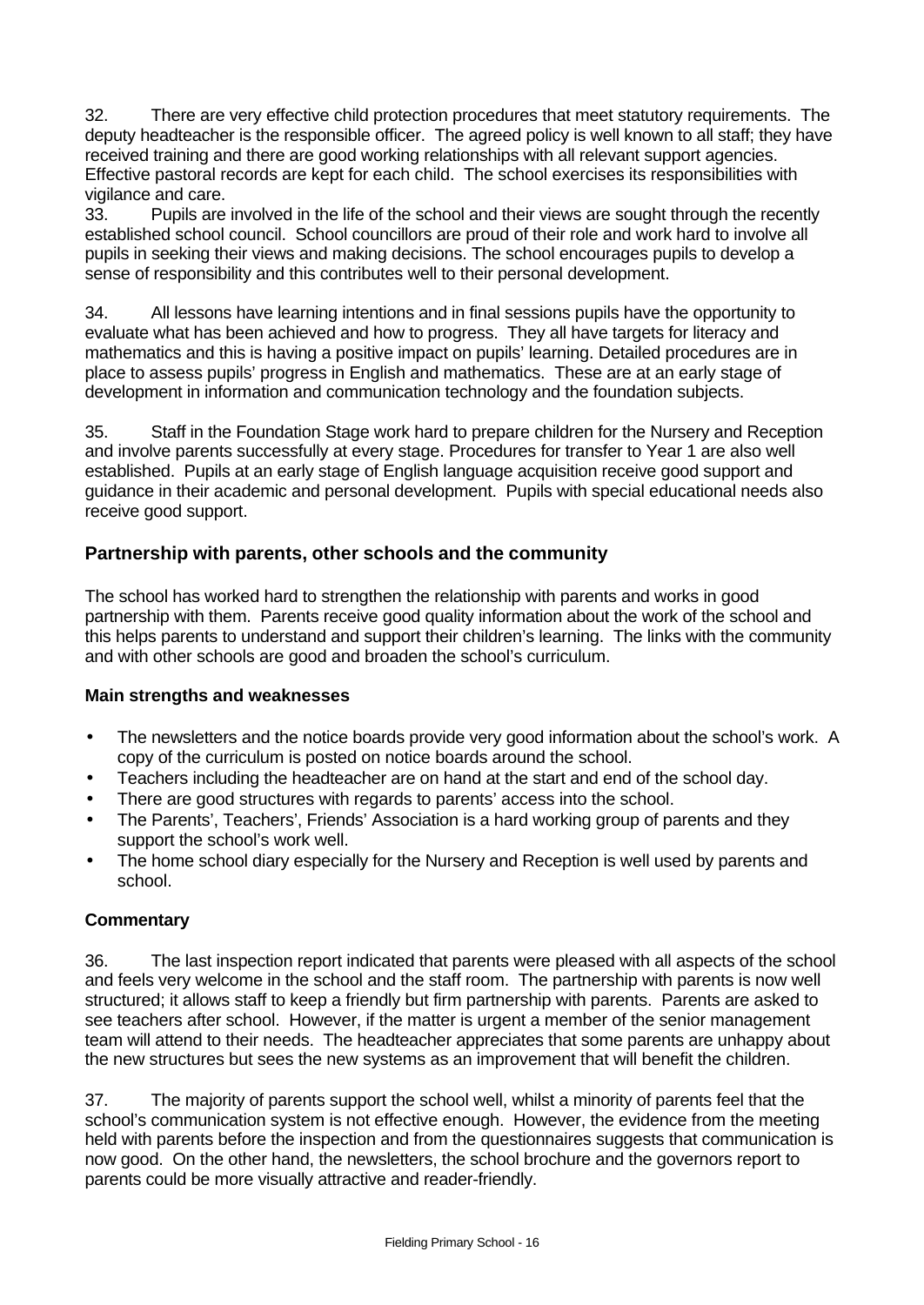32. There are very effective child protection procedures that meet statutory requirements. The deputy headteacher is the responsible officer. The agreed policy is well known to all staff; they have received training and there are good working relationships with all relevant support agencies. Effective pastoral records are kept for each child. The school exercises its responsibilities with vigilance and care.

33. Pupils are involved in the life of the school and their views are sought through the recently established school council. School councillors are proud of their role and work hard to involve all pupils in seeking their views and making decisions. The school encourages pupils to develop a sense of responsibility and this contributes well to their personal development.

34. All lessons have learning intentions and in final sessions pupils have the opportunity to evaluate what has been achieved and how to progress. They all have targets for literacy and mathematics and this is having a positive impact on pupils' learning. Detailed procedures are in place to assess pupils' progress in English and mathematics. These are at an early stage of development in information and communication technology and the foundation subjects.

35. Staff in the Foundation Stage work hard to prepare children for the Nursery and Reception and involve parents successfully at every stage. Procedures for transfer to Year 1 are also well established. Pupils at an early stage of English language acquisition receive good support and guidance in their academic and personal development. Pupils with special educational needs also receive good support.

## Partnership with parents, other schools and the community

The school has worked hard to strengthen the relationship with parents and works in good partnership with them. Parents receive good quality information about the work of the school and this helps parents to understand and support their children's learning. The links with the community and with other schools are good and broaden the school's curriculum.

### Main strengths and weaknesses

- The newsletters and the notice boards provide very good information about the school's work. A copy of the curriculum is posted on notice boards around the school.
- Teachers including the headteacher are on hand at the start and end of the school day.
- There are good structures with regards to parents' access into the school.
- The Parents', Teachers', Friends' Association is a hard working group of parents and they support the school's work well.
- The home school diary especially for the Nursery and Reception is well used by parents and school.

### Commentary

36. The last inspection report indicated that parents were pleased with all aspects of the school and feels very welcome in the school and the staff room. The partnership with parents is now well structured; it allows staff to keep a friendly but firm partnership with parents. Parents are asked to see teachers after school. However, if the matter is urgent a member of the senior management team will attend to their needs. The headteacher appreciates that some parents are unhappy about the new structures but sees the new systems as an improvement that will benefit the children.

37. The majority of parents support the school well, whilst a minority of parents feel that the school's communication system is not effective enough. However, the evidence from the meeting held with parents before the inspection and from the questionnaires suggests that communication is now good. On the other hand, the newsletters, the school brochure and the governors report to parents could be more visually attractive and reader-friendly.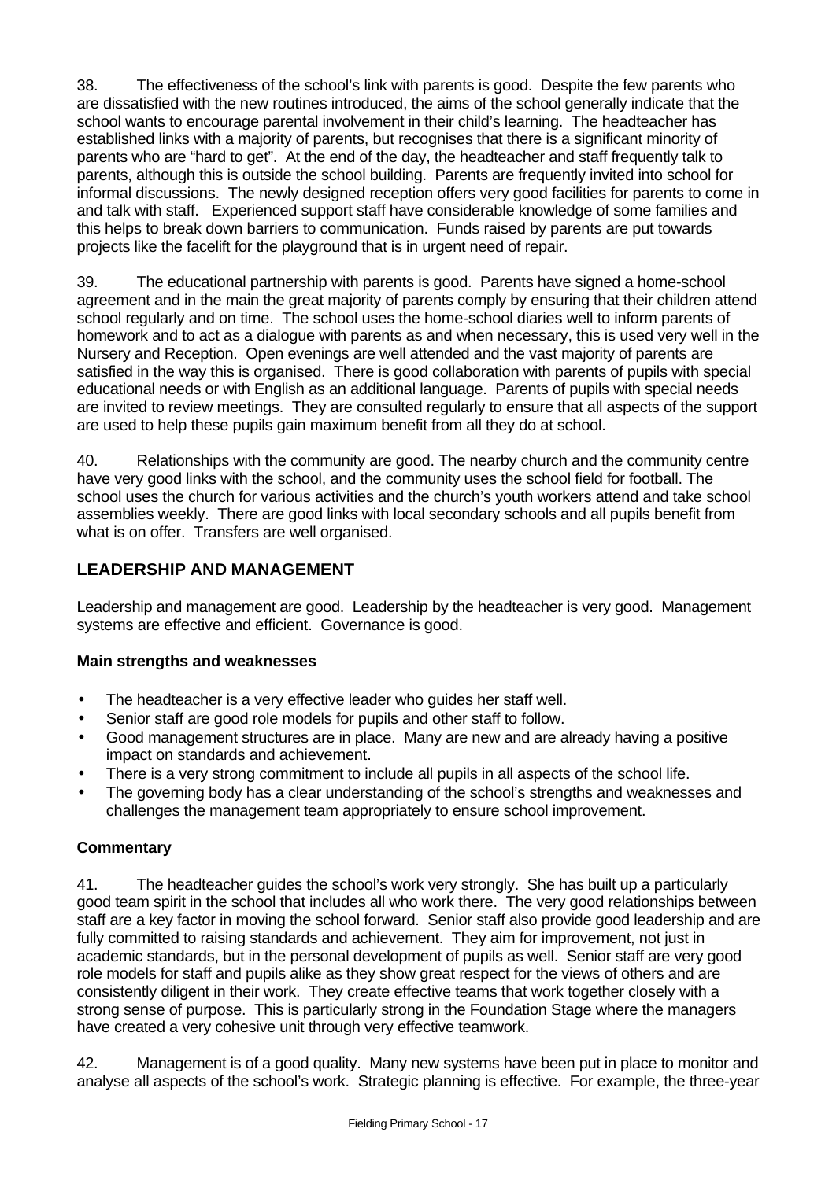38. The effectiveness of the school's link with parents is good. Despite the few parents who are dissatisfied with the new routines introduced, the aims of the school generally indicate that the school wants to encourage parental involvement in their child's learning. The headteacher has established links with a majority of parents, but recognises that there is a significant minority of parents who are "hard to get". At the end of the day, the headteacher and staff frequently talk to parents, although this is outside the school building. Parents are frequently invited into school for informal discussions. The newly designed reception offers very good facilities for parents to come in and talk with staff. Experienced support staff have considerable knowledge of some families and this helps to break down barriers to communication. Funds raised by parents are put towards projects like the facelift for the playground that is in urgent need of repair.

39. The educational partnership with parents is good. Parents have signed a home-school agreement and in the main the great majority of parents comply by ensuring that their children attend school regularly and on time. The school uses the home-school diaries well to inform parents of homework and to act as a dialogue with parents as and when necessary, this is used very well in the Nursery and Reception. Open evenings are well attended and the vast majority of parents are satisfied in the way this is organised. There is good collaboration with parents of pupils with special educational needs or with English as an additional language. Parents of pupils with special needs are invited to review meetings. They are consulted regularly to ensure that all aspects of the support are used to help these pupils gain maximum benefit from all they do at school.

40. Relationships with the community are good. The nearby church and the community centre have very good links with the school, and the community uses the school field for football. The school uses the church for various activities and the church's youth workers attend and take school assemblies weekly. There are good links with local secondary schools and all pupils benefit from what is on offer. Transfers are well organised.

## LEADERSHIP AND MANAGEMENT

Leadership and management are good. Leadership by the headteacher is very good. Management systems are effective and efficient. Governance is good.

### Main strengths and weaknesses

- The headteacher is a very effective leader who guides her staff well.
- Senior staff are good role models for pupils and other staff to follow.
- Good management structures are in place. Many are new and are already having a positive impact on standards and achievement.
- There is a very strong commitment to include all pupils in all aspects of the school life.
- The governing body has a clear understanding of the school's strengths and weaknesses and challenges the management team appropriately to ensure school improvement.

### Commentary

41. The headteacher guides the school's work very strongly. She has built up a particularly good team spirit in the school that includes all who work there. The very good relationships between staff are a key factor in moving the school forward. Senior staff also provide good leadership and are fully committed to raising standards and achievement. They aim for improvement, not just in academic standards, but in the personal development of pupils as well. Senior staff are very good role models for staff and pupils alike as they show great respect for the views of others and are consistently diligent in their work. They create effective teams that work together closely with a strong sense of purpose. This is particularly strong in the Foundation Stage where the managers have created a very cohesive unit through very effective teamwork.

42. Management is of a good quality. Many new systems have been put in place to monitor and analyse all aspects of the school's work. Strategic planning is effective. For example, the three-year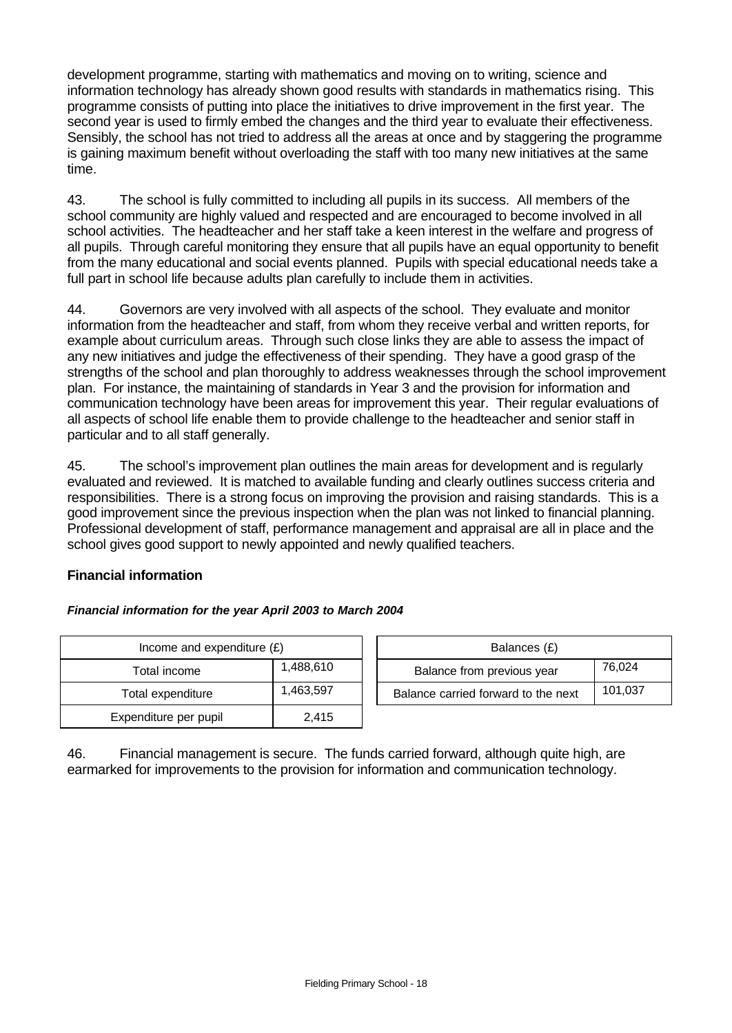development programme, starting with mathematics and moving on to writing, science and information technology has already shown good results with standards in mathematics rising. This programme consists of putting into place the initiatives to drive improvement in the first year. The second year is used to firmly embed the changes and the third year to evaluate their effectiveness. Sensibly, the school has not tried to address all the areas at once and by staggering the programme is gaining maximum benefit without overloading the staff with too many new initiatives at the same time.

43. The school is fully committed to including all pupils in its success. All members of the school community are highly valued and respected and are encouraged to become involved in all school activities. The headteacher and her staff take a keen interest in the welfare and progress of all pupils. Through careful monitoring they ensure that all pupils have an equal opportunity to benefit from the many educational and social events planned. Pupils with special educational needs take a full part in school life because adults plan carefully to include them in activities.

44. Governors are very involved with all aspects of the school. They evaluate and monitor information from the headteacher and staff, from whom they receive verbal and written reports, for example about curriculum areas. Through such close links they are able to assess the impact of any new initiatives and judge the effectiveness of their spending. They have a good grasp of the strengths of the school and plan thoroughly to address weaknesses through the school improvement plan. For instance, the maintaining of standards in Year 3 and the provision for information and communication technology have been areas for improvement this year. Their regular evaluations of all aspects of school life enable them to provide challenge to the headteacher and senior staff in particular and to all staff generally.

45. The school's improvement plan outlines the main areas for development and is regularly evaluated and reviewed. It is matched to available funding and clearly outlines success criteria and responsibilities. There is a strong focus on improving the provision and raising standards. This is a good improvement since the previous inspection when the plan was not linked to financial planning. Professional development of staff, performance management and appraisal are all in place and the school gives good support to newly appointed and newly qualified teachers.

**Financial information**

***Financial information for the year April 2003 to March 2004***

| Income and expenditure (£) | |
|---|---|
| Total income | 1,488,610 |
| Total expenditure | 1,463,597 |
| Expenditure per pupil | 2,415 |

| Balances (£) | |
|---|---|
| Balance from previous year | 76,024 |
| Balance carried forward to the next | 101,037 |

46. Financial management is secure. The funds carried forward, although quite high, are earmarked for improvements to the provision for information and communication technology.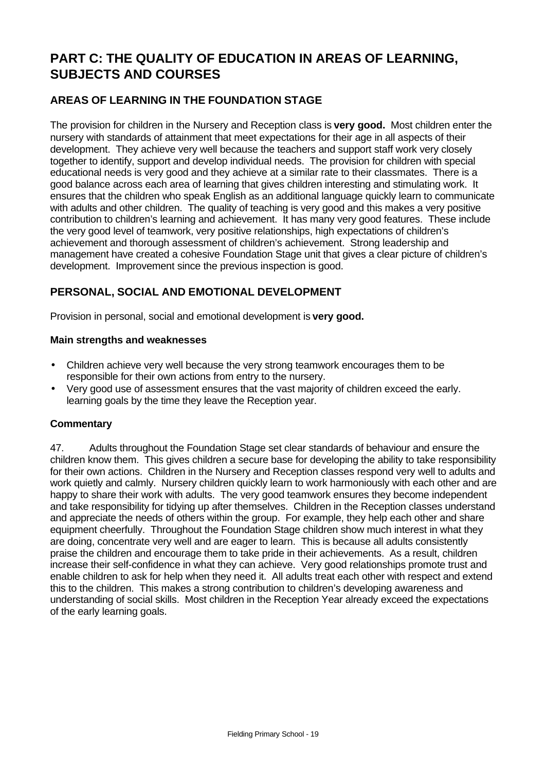# PART C: THE QUALITY OF EDUCATION IN AREAS OF LEARNING, SUBJECTS AND COURSES

## AREAS OF LEARNING IN THE FOUNDATION STAGE

The provision for children in the Nursery and Reception class is **very good.** Most children enter the nursery with standards of attainment that meet expectations for their age in all aspects of their development. They achieve very well because the teachers and support staff work very closely together to identify, support and develop individual needs. The provision for children with special educational needs is very good and they achieve at a similar rate to their classmates. There is a good balance across each area of learning that gives children interesting and stimulating work. It ensures that the children who speak English as an additional language quickly learn to communicate with adults and other children. The quality of teaching is very good and this makes a very positive contribution to children's learning and achievement. It has many very good features. These include the very good level of teamwork, very positive relationships, high expectations of children's achievement and thorough assessment of children's achievement. Strong leadership and management have created a cohesive Foundation Stage unit that gives a clear picture of children's development. Improvement since the previous inspection is good.

## PERSONAL, SOCIAL AND EMOTIONAL DEVELOPMENT

Provision in personal, social and emotional development is **very good.**

### Main strengths and weaknesses

- Children achieve very well because the very strong teamwork encourages them to be responsible for their own actions from entry to the nursery.
- Very good use of assessment ensures that the vast majority of children exceed the early. learning goals by the time they leave the Reception year.

### Commentary

47. Adults throughout the Foundation Stage set clear standards of behaviour and ensure the children know them. This gives children a secure base for developing the ability to take responsibility for their own actions. Children in the Nursery and Reception classes respond very well to adults and work quietly and calmly. Nursery children quickly learn to work harmoniously with each other and are happy to share their work with adults. The very good teamwork ensures they become independent and take responsibility for tidying up after themselves. Children in the Reception classes understand and appreciate the needs of others within the group. For example, they help each other and share equipment cheerfully. Throughout the Foundation Stage children show much interest in what they are doing, concentrate very well and are eager to learn. This is because all adults consistently praise the children and encourage them to take pride in their achievements. As a result, children increase their self-confidence in what they can achieve. Very good relationships promote trust and enable children to ask for help when they need it. All adults treat each other with respect and extend this to the children. This makes a strong contribution to children's developing awareness and understanding of social skills. Most children in the Reception Year already exceed the expectations of the early learning goals.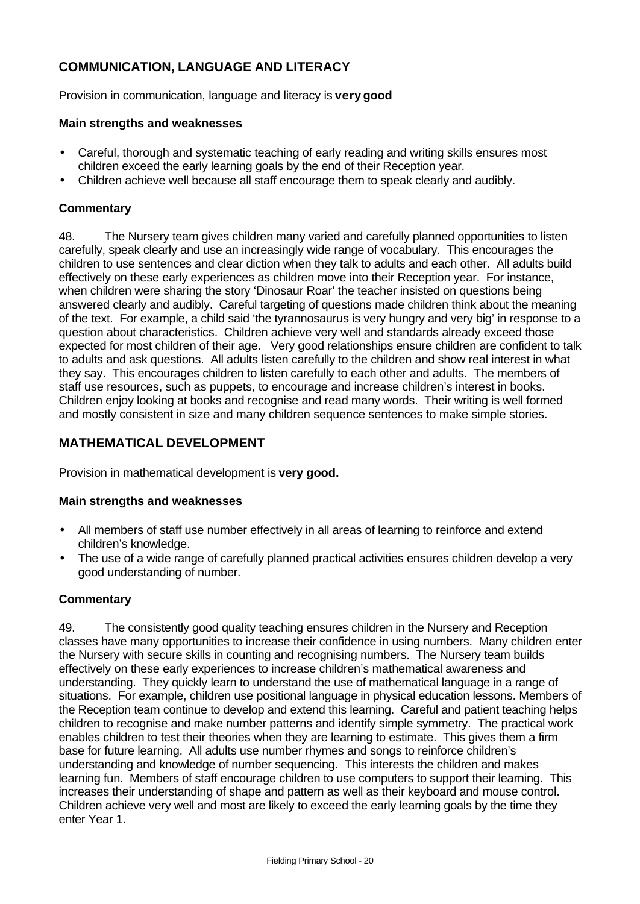## COMMUNICATION, LANGUAGE AND LITERACY

Provision in communication, language and literacy is **very good**

### Main strengths and weaknesses

- Careful, thorough and systematic teaching of early reading and writing skills ensures most children exceed the early learning goals by the end of their Reception year.
- Children achieve well because all staff encourage them to speak clearly and audibly.

### Commentary

48. The Nursery team gives children many varied and carefully planned opportunities to listen carefully, speak clearly and use an increasingly wide range of vocabulary. This encourages the children to use sentences and clear diction when they talk to adults and each other. All adults build effectively on these early experiences as children move into their Reception year. For instance, when children were sharing the story 'Dinosaur Roar' the teacher insisted on questions being answered clearly and audibly. Careful targeting of questions made children think about the meaning of the text. For example, a child said 'the tyrannosaurus is very hungry and very big' in response to a question about characteristics. Children achieve very well and standards already exceed those expected for most children of their age. Very good relationships ensure children are confident to talk to adults and ask questions. All adults listen carefully to the children and show real interest in what they say. This encourages children to listen carefully to each other and adults. The members of staff use resources, such as puppets, to encourage and increase children's interest in books. Children enjoy looking at books and recognise and read many words. Their writing is well formed and mostly consistent in size and many children sequence sentences to make simple stories.

## MATHEMATICAL DEVELOPMENT

Provision in mathematical development is **very good.**

### Main strengths and weaknesses

- All members of staff use number effectively in all areas of learning to reinforce and extend children's knowledge.
- The use of a wide range of carefully planned practical activities ensures children develop a very good understanding of number.

### Commentary

49. The consistently good quality teaching ensures children in the Nursery and Reception classes have many opportunities to increase their confidence in using numbers. Many children enter the Nursery with secure skills in counting and recognising numbers. The Nursery team builds effectively on these early experiences to increase children's mathematical awareness and understanding. They quickly learn to understand the use of mathematical language in a range of situations. For example, children use positional language in physical education lessons. Members of the Reception team continue to develop and extend this learning. Careful and patient teaching helps children to recognise and make number patterns and identify simple symmetry. The practical work enables children to test their theories when they are learning to estimate. This gives them a firm base for future learning. All adults use number rhymes and songs to reinforce children's understanding and knowledge of number sequencing. This interests the children and makes learning fun. Members of staff encourage children to use computers to support their learning. This increases their understanding of shape and pattern as well as their keyboard and mouse control. Children achieve very well and most are likely to exceed the early learning goals by the time they enter Year 1.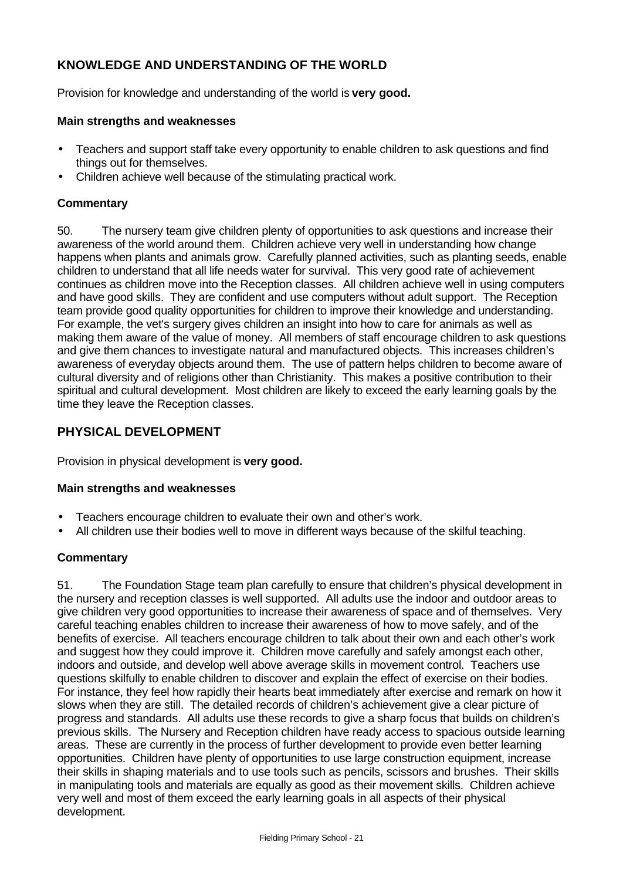## KNOWLEDGE AND UNDERSTANDING OF THE WORLD

Provision for knowledge and understanding of the world is **very good.**

### Main strengths and weaknesses

- Teachers and support staff take every opportunity to enable children to ask questions and find things out for themselves.
- Children achieve well because of the stimulating practical work.

### Commentary

50. The nursery team give children plenty of opportunities to ask questions and increase their awareness of the world around them. Children achieve very well in understanding how change happens when plants and animals grow. Carefully planned activities, such as planting seeds, enable children to understand that all life needs water for survival. This very good rate of achievement continues as children move into the Reception classes. All children achieve well in using computers and have good skills. They are confident and use computers without adult support. The Reception team provide good quality opportunities for children to improve their knowledge and understanding. For example, the vet's surgery gives children an insight into how to care for animals as well as making them aware of the value of money. All members of staff encourage children to ask questions and give them chances to investigate natural and manufactured objects. This increases children's awareness of everyday objects around them. The use of pattern helps children to become aware of cultural diversity and of religions other than Christianity. This makes a positive contribution to their spiritual and cultural development. Most children are likely to exceed the early learning goals by the time they leave the Reception classes.

## PHYSICAL DEVELOPMENT

Provision in physical development is **very good.**

### Main strengths and weaknesses

- Teachers encourage children to evaluate their own and other's work.
- All children use their bodies well to move in different ways because of the skilful teaching.

### Commentary

51. The Foundation Stage team plan carefully to ensure that children's physical development in the nursery and reception classes is well supported. All adults use the indoor and outdoor areas to give children very good opportunities to increase their awareness of space and of themselves. Very careful teaching enables children to increase their awareness of how to move safely, and of the benefits of exercise. All teachers encourage children to talk about their own and each other's work and suggest how they could improve it. Children move carefully and safely amongst each other, indoors and outside, and develop well above average skills in movement control. Teachers use questions skilfully to enable children to discover and explain the effect of exercise on their bodies. For instance, they feel how rapidly their hearts beat immediately after exercise and remark on how it slows when they are still. The detailed records of children's achievement give a clear picture of progress and standards. All adults use these records to give a sharp focus that builds on children's previous skills. The Nursery and Reception children have ready access to spacious outside learning areas. These are currently in the process of further development to provide even better learning opportunities. Children have plenty of opportunities to use large construction equipment, increase their skills in shaping materials and to use tools such as pencils, scissors and brushes. Their skills in manipulating tools and materials are equally as good as their movement skills. Children achieve very well and most of them exceed the early learning goals in all aspects of their physical development.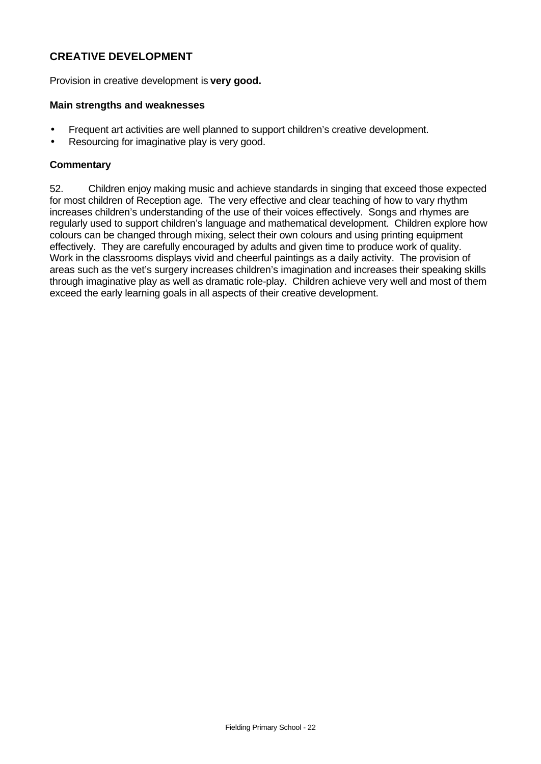## CREATIVE DEVELOPMENT

Provision in creative development is **very good.**

**Main strengths and weaknesses**

- Frequent art activities are well planned to support children's creative development.
- Resourcing for imaginative play is very good.

**Commentary**

52. Children enjoy making music and achieve standards in singing that exceed those expected for most children of Reception age. The very effective and clear teaching of how to vary rhythm increases children's understanding of the use of their voices effectively. Songs and rhymes are regularly used to support children's language and mathematical development. Children explore how colours can be changed through mixing, select their own colours and using printing equipment effectively. They are carefully encouraged by adults and given time to produce work of quality. Work in the classrooms displays vivid and cheerful paintings as a daily activity. The provision of areas such as the vet's surgery increases children's imagination and increases their speaking skills through imaginative play as well as dramatic role-play. Children achieve very well and most of them exceed the early learning goals in all aspects of their creative development.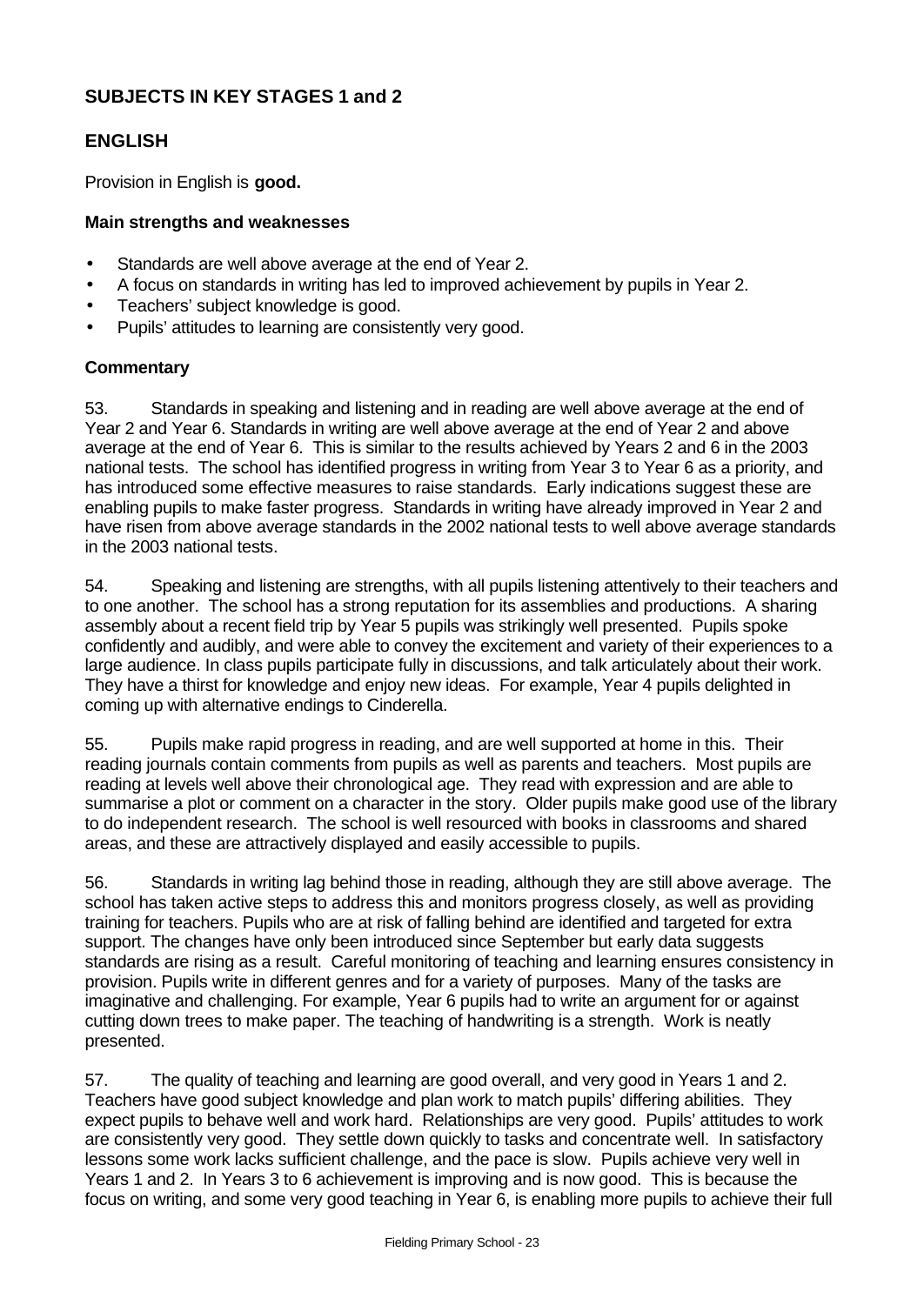## SUBJECTS IN KEY STAGES 1 and 2

## ENGLISH

Provision in English is **good.**

### Main strengths and weaknesses

- Standards are well above average at the end of Year 2.
- A focus on standards in writing has led to improved achievement by pupils in Year 2.
- Teachers' subject knowledge is good.
- Pupils' attitudes to learning are consistently very good.

### Commentary

53. Standards in speaking and listening and in reading are well above average at the end of Year 2 and Year 6. Standards in writing are well above average at the end of Year 2 and above average at the end of Year 6. This is similar to the results achieved by Years 2 and 6 in the 2003 national tests. The school has identified progress in writing from Year 3 to Year 6 as a priority, and has introduced some effective measures to raise standards. Early indications suggest these are enabling pupils to make faster progress. Standards in writing have already improved in Year 2 and have risen from above average standards in the 2002 national tests to well above average standards in the 2003 national tests.

54. Speaking and listening are strengths, with all pupils listening attentively to their teachers and to one another. The school has a strong reputation for its assemblies and productions. A sharing assembly about a recent field trip by Year 5 pupils was strikingly well presented. Pupils spoke confidently and audibly, and were able to convey the excitement and variety of their experiences to a large audience. In class pupils participate fully in discussions, and talk articulately about their work. They have a thirst for knowledge and enjoy new ideas. For example, Year 4 pupils delighted in coming up with alternative endings to Cinderella.

55. Pupils make rapid progress in reading, and are well supported at home in this. Their reading journals contain comments from pupils as well as parents and teachers. Most pupils are reading at levels well above their chronological age. They read with expression and are able to summarise a plot or comment on a character in the story. Older pupils make good use of the library to do independent research. The school is well resourced with books in classrooms and shared areas, and these are attractively displayed and easily accessible to pupils.

56. Standards in writing lag behind those in reading, although they are still above average. The school has taken active steps to address this and monitors progress closely, as well as providing training for teachers. Pupils who are at risk of falling behind are identified and targeted for extra support. The changes have only been introduced since September but early data suggests standards are rising as a result. Careful monitoring of teaching and learning ensures consistency in provision. Pupils write in different genres and for a variety of purposes. Many of the tasks are imaginative and challenging. For example, Year 6 pupils had to write an argument for or against cutting down trees to make paper. The teaching of handwriting is a strength. Work is neatly presented.

57. The quality of teaching and learning are good overall, and very good in Years 1 and 2. Teachers have good subject knowledge and plan work to match pupils' differing abilities. They expect pupils to behave well and work hard. Relationships are very good. Pupils' attitudes to work are consistently very good. They settle down quickly to tasks and concentrate well. In satisfactory lessons some work lacks sufficient challenge, and the pace is slow. Pupils achieve very well in Years 1 and 2. In Years 3 to 6 achievement is improving and is now good. This is because the focus on writing, and some very good teaching in Year 6, is enabling more pupils to achieve their full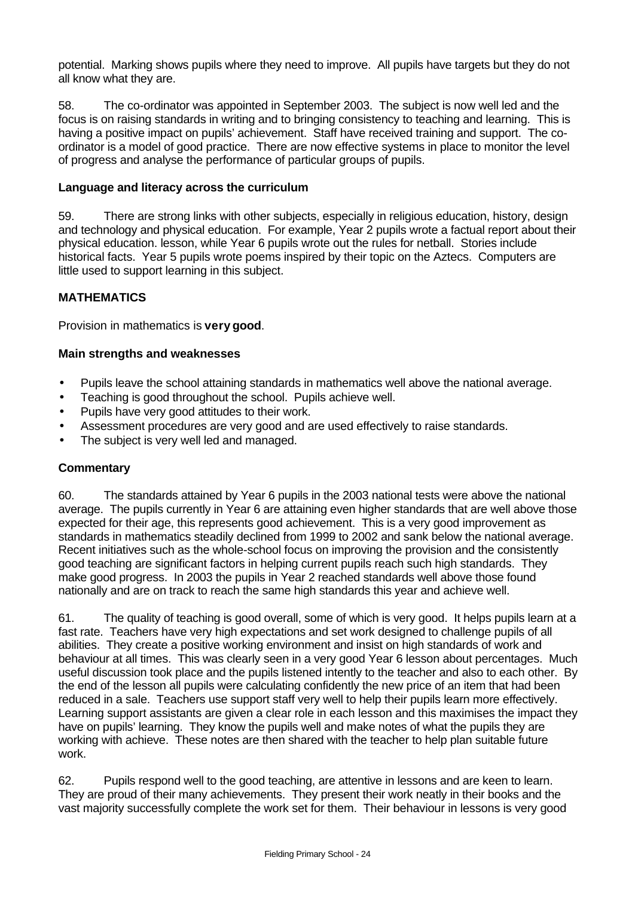potential. Marking shows pupils where they need to improve. All pupils have targets but they do not all know what they are.

58. The co-ordinator was appointed in September 2003. The subject is now well led and the focus is on raising standards in writing and to bringing consistency to teaching and learning. This is having a positive impact on pupils' achievement. Staff have received training and support. The co-ordinator is a model of good practice. There are now effective systems in place to monitor the level of progress and analyse the performance of particular groups of pupils.

**Language and literacy across the curriculum**

59. There are strong links with other subjects, especially in religious education, history, design and technology and physical education. For example, Year 2 pupils wrote a factual report about their physical education. lesson, while Year 6 pupils wrote out the rules for netball. Stories include historical facts. Year 5 pupils wrote poems inspired by their topic on the Aztecs. Computers are little used to support learning in this subject.

**MATHEMATICS**

Provision in mathematics is **very good**.

**Main strengths and weaknesses**

- Pupils leave the school attaining standards in mathematics well above the national average.
- Teaching is good throughout the school. Pupils achieve well.
- Pupils have very good attitudes to their work.
- Assessment procedures are very good and are used effectively to raise standards.
- The subject is very well led and managed.

**Commentary**

60. The standards attained by Year 6 pupils in the 2003 national tests were above the national average. The pupils currently in Year 6 are attaining even higher standards that are well above those expected for their age, this represents good achievement. This is a very good improvement as standards in mathematics steadily declined from 1999 to 2002 and sank below the national average. Recent initiatives such as the whole-school focus on improving the provision and the consistently good teaching are significant factors in helping current pupils reach such high standards. They make good progress. In 2003 the pupils in Year 2 reached standards well above those found nationally and are on track to reach the same high standards this year and achieve well.

61. The quality of teaching is good overall, some of which is very good. It helps pupils learn at a fast rate. Teachers have very high expectations and set work designed to challenge pupils of all abilities. They create a positive working environment and insist on high standards of work and behaviour at all times. This was clearly seen in a very good Year 6 lesson about percentages. Much useful discussion took place and the pupils listened intently to the teacher and also to each other. By the end of the lesson all pupils were calculating confidently the new price of an item that had been reduced in a sale. Teachers use support staff very well to help their pupils learn more effectively. Learning support assistants are given a clear role in each lesson and this maximises the impact they have on pupils' learning. They know the pupils well and make notes of what the pupils they are working with achieve. These notes are then shared with the teacher to help plan suitable future work.

62. Pupils respond well to the good teaching, are attentive in lessons and are keen to learn. They are proud of their many achievements. They present their work neatly in their books and the vast majority successfully complete the work set for them. Their behaviour in lessons is very good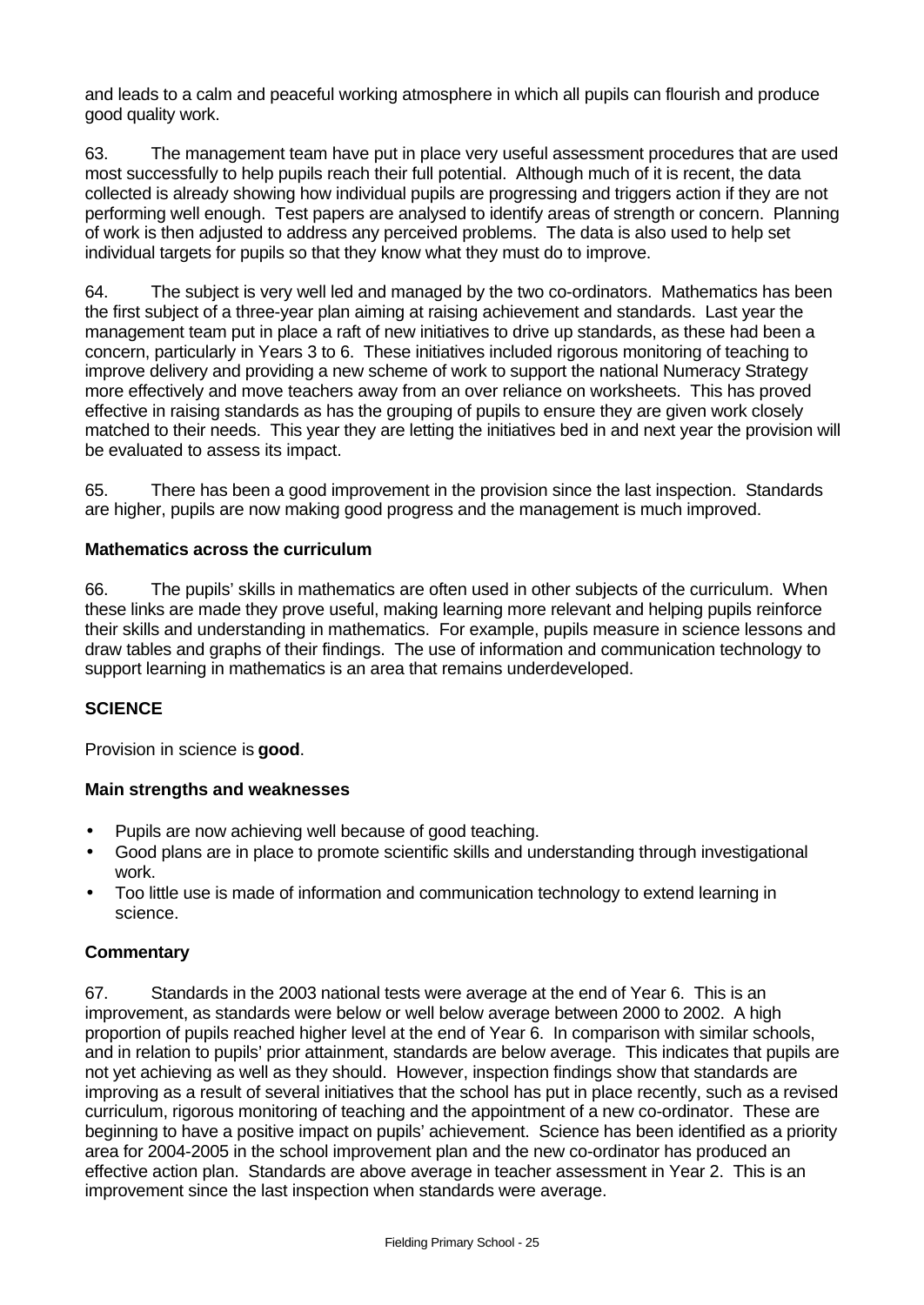and leads to a calm and peaceful working atmosphere in which all pupils can flourish and produce good quality work.

63. The management team have put in place very useful assessment procedures that are used most successfully to help pupils reach their full potential. Although much of it is recent, the data collected is already showing how individual pupils are progressing and triggers action if they are not performing well enough. Test papers are analysed to identify areas of strength or concern. Planning of work is then adjusted to address any perceived problems. The data is also used to help set individual targets for pupils so that they know what they must do to improve.

64. The subject is very well led and managed by the two co-ordinators. Mathematics has been the first subject of a three-year plan aiming at raising achievement and standards. Last year the management team put in place a raft of new initiatives to drive up standards, as these had been a concern, particularly in Years 3 to 6. These initiatives included rigorous monitoring of teaching to improve delivery and providing a new scheme of work to support the national Numeracy Strategy more effectively and move teachers away from an over reliance on worksheets. This has proved effective in raising standards as has the grouping of pupils to ensure they are given work closely matched to their needs. This year they are letting the initiatives bed in and next year the provision will be evaluated to assess its impact.

65. There has been a good improvement in the provision since the last inspection. Standards are higher, pupils are now making good progress and the management is much improved.

### Mathematics across the curriculum

66. The pupils' skills in mathematics are often used in other subjects of the curriculum. When these links are made they prove useful, making learning more relevant and helping pupils reinforce their skills and understanding in mathematics. For example, pupils measure in science lessons and draw tables and graphs of their findings. The use of information and communication technology to support learning in mathematics is an area that remains underdeveloped.

## SCIENCE

Provision in science is **good**.

### Main strengths and weaknesses

- Pupils are now achieving well because of good teaching.
- Good plans are in place to promote scientific skills and understanding through investigational work.
- Too little use is made of information and communication technology to extend learning in science.

### Commentary

67. Standards in the 2003 national tests were average at the end of Year 6. This is an improvement, as standards were below or well below average between 2000 to 2002. A high proportion of pupils reached higher level at the end of Year 6. In comparison with similar schools, and in relation to pupils' prior attainment, standards are below average. This indicates that pupils are not yet achieving as well as they should. However, inspection findings show that standards are improving as a result of several initiatives that the school has put in place recently, such as a revised curriculum, rigorous monitoring of teaching and the appointment of a new co-ordinator. These are beginning to have a positive impact on pupils' achievement. Science has been identified as a priority area for 2004-2005 in the school improvement plan and the new co-ordinator has produced an effective action plan. Standards are above average in teacher assessment in Year 2. This is an improvement since the last inspection when standards were average.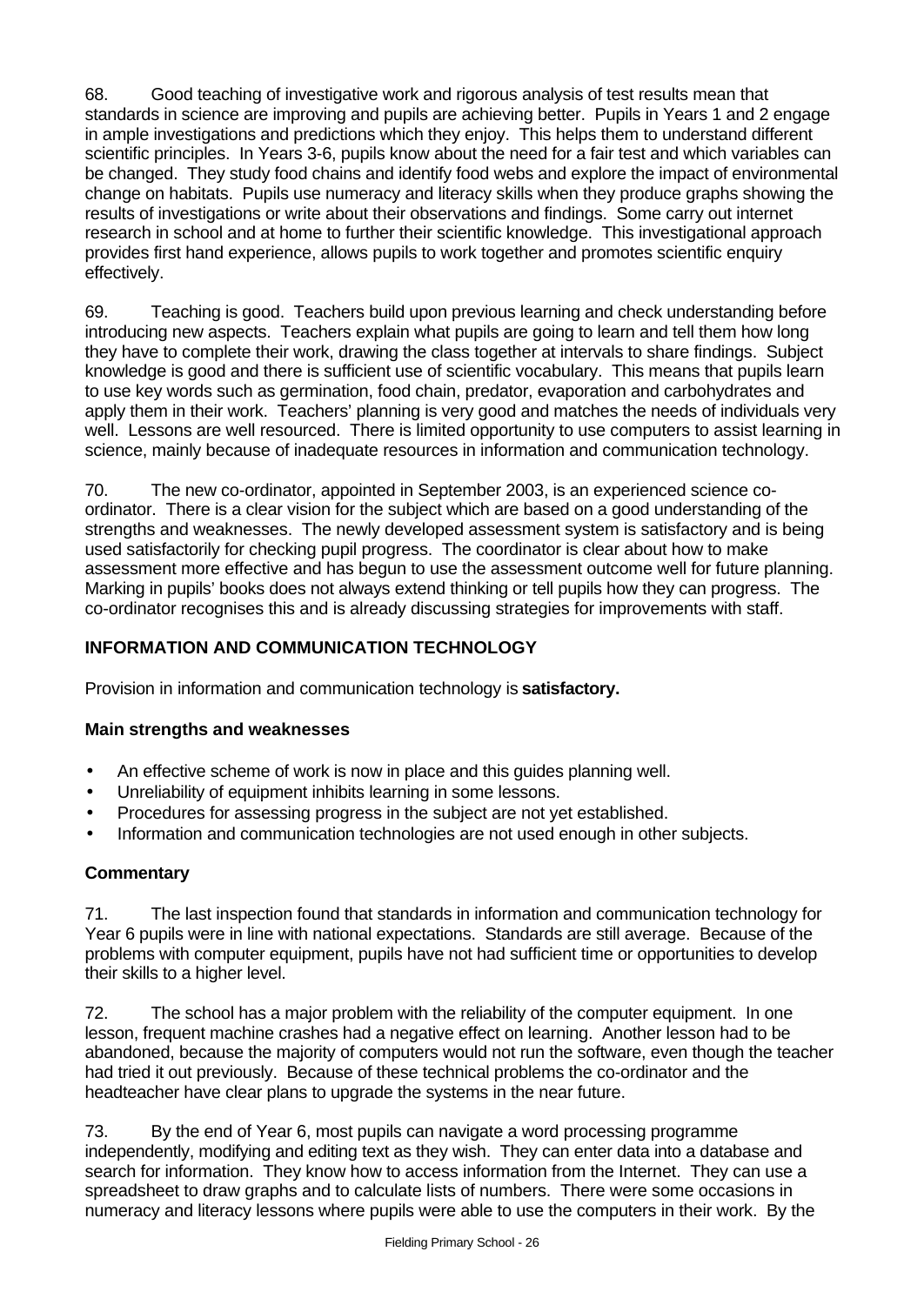68. Good teaching of investigative work and rigorous analysis of test results mean that standards in science are improving and pupils are achieving better. Pupils in Years 1 and 2 engage in ample investigations and predictions which they enjoy. This helps them to understand different scientific principles. In Years 3-6, pupils know about the need for a fair test and which variables can be changed. They study food chains and identify food webs and explore the impact of environmental change on habitats. Pupils use numeracy and literacy skills when they produce graphs showing the results of investigations or write about their observations and findings. Some carry out internet research in school and at home to further their scientific knowledge. This investigational approach provides first hand experience, allows pupils to work together and promotes scientific enquiry effectively.

69. Teaching is good. Teachers build upon previous learning and check understanding before introducing new aspects. Teachers explain what pupils are going to learn and tell them how long they have to complete their work, drawing the class together at intervals to share findings. Subject knowledge is good and there is sufficient use of scientific vocabulary. This means that pupils learn to use key words such as germination, food chain, predator, evaporation and carbohydrates and apply them in their work. Teachers' planning is very good and matches the needs of individuals very well. Lessons are well resourced. There is limited opportunity to use computers to assist learning in science, mainly because of inadequate resources in information and communication technology.

70. The new co-ordinator, appointed in September 2003, is an experienced science co-ordinator. There is a clear vision for the subject which are based on a good understanding of the strengths and weaknesses. The newly developed assessment system is satisfactory and is being used satisfactorily for checking pupil progress. The coordinator is clear about how to make assessment more effective and has begun to use the assessment outcome well for future planning. Marking in pupils' books does not always extend thinking or tell pupils how they can progress. The co-ordinator recognises this and is already discussing strategies for improvements with staff.

## INFORMATION AND COMMUNICATION TECHNOLOGY

Provision in information and communication technology is **satisfactory.**

### Main strengths and weaknesses

- An effective scheme of work is now in place and this guides planning well.
- Unreliability of equipment inhibits learning in some lessons.
- Procedures for assessing progress in the subject are not yet established.
- Information and communication technologies are not used enough in other subjects.

### Commentary

71. The last inspection found that standards in information and communication technology for Year 6 pupils were in line with national expectations. Standards are still average. Because of the problems with computer equipment, pupils have not had sufficient time or opportunities to develop their skills to a higher level.

72. The school has a major problem with the reliability of the computer equipment. In one lesson, frequent machine crashes had a negative effect on learning. Another lesson had to be abandoned, because the majority of computers would not run the software, even though the teacher had tried it out previously. Because of these technical problems the co-ordinator and the headteacher have clear plans to upgrade the systems in the near future.

73. By the end of Year 6, most pupils can navigate a word processing programme independently, modifying and editing text as they wish. They can enter data into a database and search for information. They know how to access information from the Internet. They can use a spreadsheet to draw graphs and to calculate lists of numbers. There were some occasions in numeracy and literacy lessons where pupils were able to use the computers in their work. By the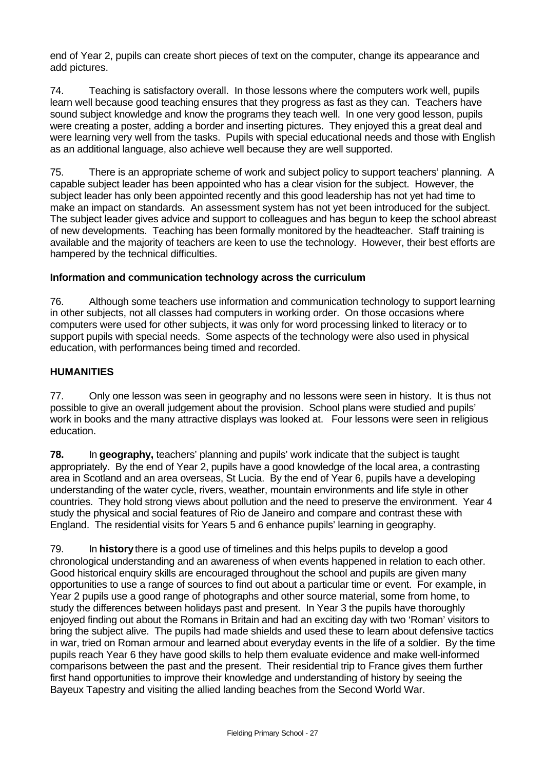end of Year 2, pupils can create short pieces of text on the computer, change its appearance and add pictures.

74. Teaching is satisfactory overall. In those lessons where the computers work well, pupils learn well because good teaching ensures that they progress as fast as they can. Teachers have sound subject knowledge and know the programs they teach well. In one very good lesson, pupils were creating a poster, adding a border and inserting pictures. They enjoyed this a great deal and were learning very well from the tasks. Pupils with special educational needs and those with English as an additional language, also achieve well because they are well supported.

75. There is an appropriate scheme of work and subject policy to support teachers' planning. A capable subject leader has been appointed who has a clear vision for the subject. However, the subject leader has only been appointed recently and this good leadership has not yet had time to make an impact on standards. An assessment system has not yet been introduced for the subject. The subject leader gives advice and support to colleagues and has begun to keep the school abreast of new developments. Teaching has been formally monitored by the headteacher. Staff training is available and the majority of teachers are keen to use the technology. However, their best efforts are hampered by the technical difficulties.

### Information and communication technology across the curriculum

76. Although some teachers use information and communication technology to support learning in other subjects, not all classes had computers in working order. On those occasions where computers were used for other subjects, it was only for word processing linked to literacy or to support pupils with special needs. Some aspects of the technology were also used in physical education, with performances being timed and recorded.

## HUMANITIES

77. Only one lesson was seen in geography and no lessons were seen in history. It is thus not possible to give an overall judgement about the provision. School plans were studied and pupils' work in books and the many attractive displays was looked at. Four lessons were seen in religious education.

**78.** In **geography,** teachers' planning and pupils' work indicate that the subject is taught appropriately. By the end of Year 2, pupils have a good knowledge of the local area, a contrasting area in Scotland and an area overseas, St Lucia. By the end of Year 6, pupils have a developing understanding of the water cycle, rivers, weather, mountain environments and life style in other countries. They hold strong views about pollution and the need to preserve the environment. Year 4 study the physical and social features of Rio de Janeiro and compare and contrast these with England. The residential visits for Years 5 and 6 enhance pupils' learning in geography.

79. In **history** there is a good use of timelines and this helps pupils to develop a good chronological understanding and an awareness of when events happened in relation to each other. Good historical enquiry skills are encouraged throughout the school and pupils are given many opportunities to use a range of sources to find out about a particular time or event. For example, in Year 2 pupils use a good range of photographs and other source material, some from home, to study the differences between holidays past and present. In Year 3 the pupils have thoroughly enjoyed finding out about the Romans in Britain and had an exciting day with two 'Roman' visitors to bring the subject alive. The pupils had made shields and used these to learn about defensive tactics in war, tried on Roman armour and learned about everyday events in the life of a soldier. By the time pupils reach Year 6 they have good skills to help them evaluate evidence and make well-informed comparisons between the past and the present. Their residential trip to France gives them further first hand opportunities to improve their knowledge and understanding of history by seeing the Bayeux Tapestry and visiting the allied landing beaches from the Second World War.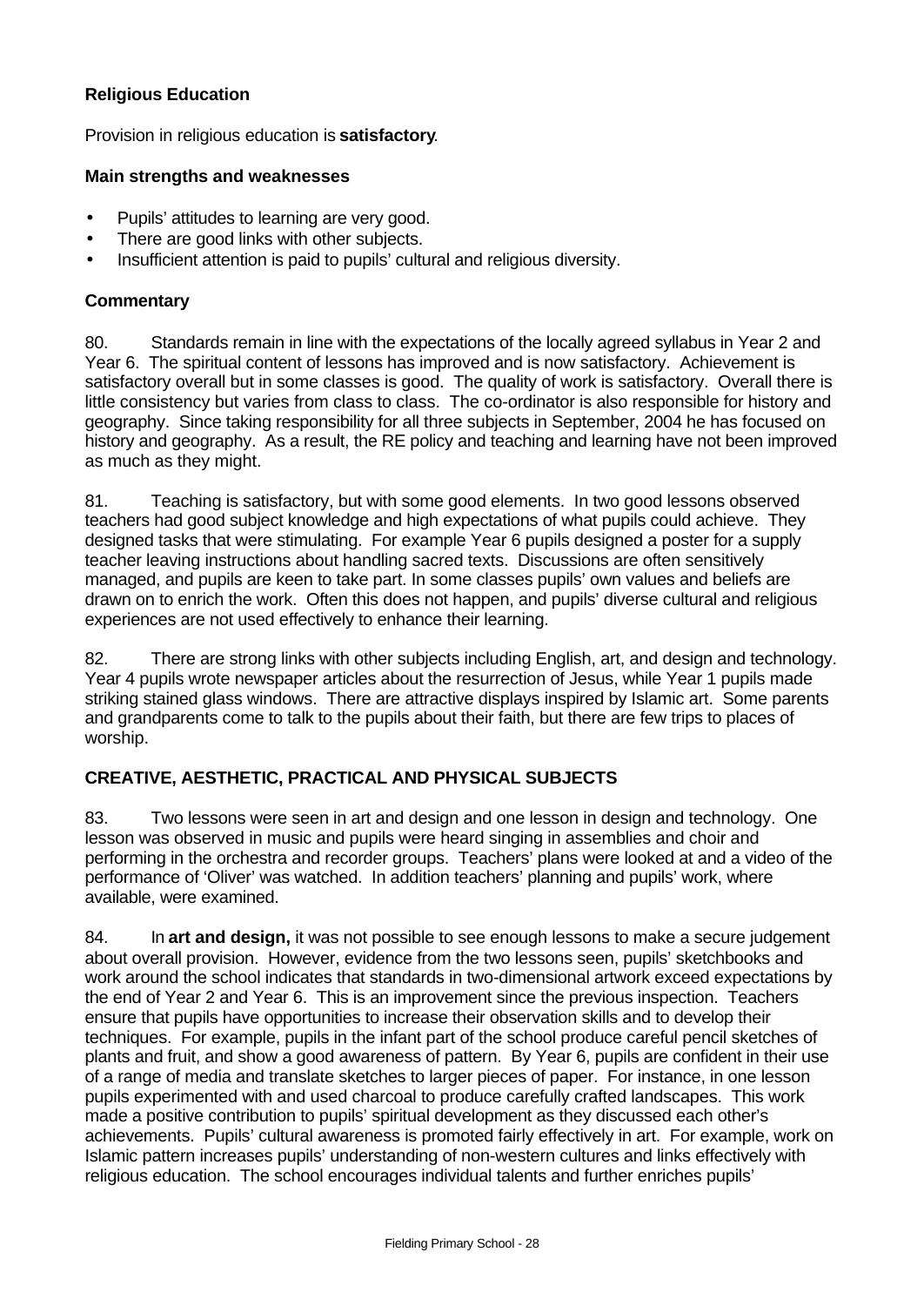### Religious Education

Provision in religious education is **satisfactory**.

#### Main strengths and weaknesses

- Pupils' attitudes to learning are very good.
- There are good links with other subjects.
- Insufficient attention is paid to pupils' cultural and religious diversity.

#### Commentary

80. Standards remain in line with the expectations of the locally agreed syllabus in Year 2 and Year 6. The spiritual content of lessons has improved and is now satisfactory. Achievement is satisfactory overall but in some classes is good. The quality of work is satisfactory. Overall there is little consistency but varies from class to class. The co-ordinator is also responsible for history and geography. Since taking responsibility for all three subjects in September, 2004 he has focused on history and geography. As a result, the RE policy and teaching and learning have not been improved as much as they might.

81. Teaching is satisfactory, but with some good elements. In two good lessons observed teachers had good subject knowledge and high expectations of what pupils could achieve. They designed tasks that were stimulating. For example Year 6 pupils designed a poster for a supply teacher leaving instructions about handling sacred texts. Discussions are often sensitively managed, and pupils are keen to take part. In some classes pupils' own values and beliefs are drawn on to enrich the work. Often this does not happen, and pupils' diverse cultural and religious experiences are not used effectively to enhance their learning.

82. There are strong links with other subjects including English, art, and design and technology. Year 4 pupils wrote newspaper articles about the resurrection of Jesus, while Year 1 pupils made striking stained glass windows. There are attractive displays inspired by Islamic art. Some parents and grandparents come to talk to the pupils about their faith, but there are few trips to places of worship.

### CREATIVE, AESTHETIC, PRACTICAL AND PHYSICAL SUBJECTS

83. Two lessons were seen in art and design and one lesson in design and technology. One lesson was observed in music and pupils were heard singing in assemblies and choir and performing in the orchestra and recorder groups. Teachers' plans were looked at and a video of the performance of 'Oliver' was watched. In addition teachers' planning and pupils' work, where available, were examined.

84. In **art and design,** it was not possible to see enough lessons to make a secure judgement about overall provision. However, evidence from the two lessons seen, pupils' sketchbooks and work around the school indicates that standards in two-dimensional artwork exceed expectations by the end of Year 2 and Year 6. This is an improvement since the previous inspection. Teachers ensure that pupils have opportunities to increase their observation skills and to develop their techniques. For example, pupils in the infant part of the school produce careful pencil sketches of plants and fruit, and show a good awareness of pattern. By Year 6, pupils are confident in their use of a range of media and translate sketches to larger pieces of paper. For instance, in one lesson pupils experimented with and used charcoal to produce carefully crafted landscapes. This work made a positive contribution to pupils' spiritual development as they discussed each other's achievements. Pupils' cultural awareness is promoted fairly effectively in art. For example, work on Islamic pattern increases pupils' understanding of non-western cultures and links effectively with religious education. The school encourages individual talents and further enriches pupils'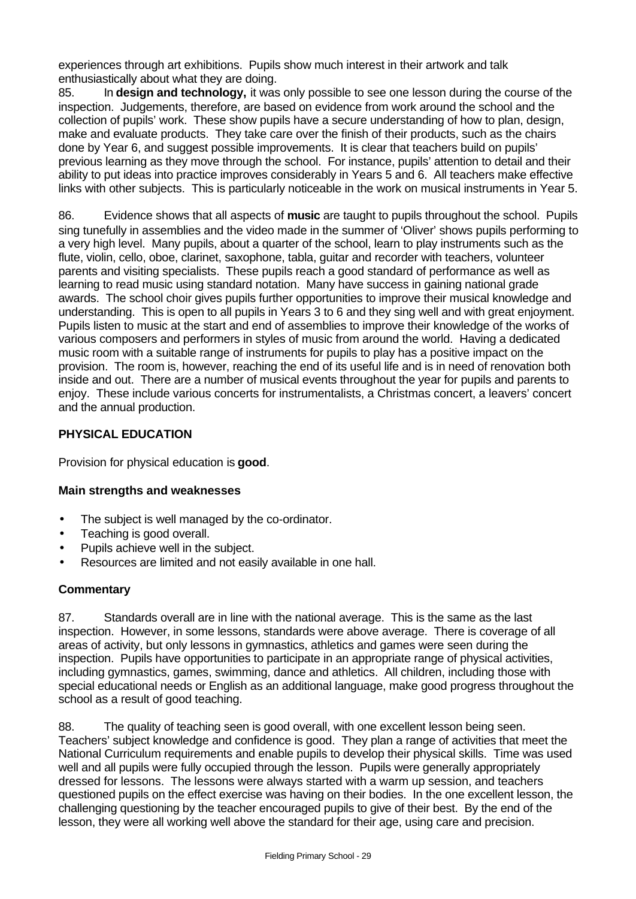experiences through art exhibitions. Pupils show much interest in their artwork and talk enthusiastically about what they are doing.

85. In **design and technology,** it was only possible to see one lesson during the course of the inspection. Judgements, therefore, are based on evidence from work around the school and the collection of pupils' work. These show pupils have a secure understanding of how to plan, design, make and evaluate products. They take care over the finish of their products, such as the chairs done by Year 6, and suggest possible improvements. It is clear that teachers build on pupils' previous learning as they move through the school. For instance, pupils' attention to detail and their ability to put ideas into practice improves considerably in Years 5 and 6. All teachers make effective links with other subjects. This is particularly noticeable in the work on musical instruments in Year 5.

86. Evidence shows that all aspects of **music** are taught to pupils throughout the school. Pupils sing tunefully in assemblies and the video made in the summer of 'Oliver' shows pupils performing to a very high level. Many pupils, about a quarter of the school, learn to play instruments such as the flute, violin, cello, oboe, clarinet, saxophone, tabla, guitar and recorder with teachers, volunteer parents and visiting specialists. These pupils reach a good standard of performance as well as learning to read music using standard notation. Many have success in gaining national grade awards. The school choir gives pupils further opportunities to improve their musical knowledge and understanding. This is open to all pupils in Years 3 to 6 and they sing well and with great enjoyment. Pupils listen to music at the start and end of assemblies to improve their knowledge of the works of various composers and performers in styles of music from around the world. Having a dedicated music room with a suitable range of instruments for pupils to play has a positive impact on the provision. The room is, however, reaching the end of its useful life and is in need of renovation both inside and out. There are a number of musical events throughout the year for pupils and parents to enjoy. These include various concerts for instrumentalists, a Christmas concert, a leavers' concert and the annual production.

## PHYSICAL EDUCATION

Provision for physical education is **good**.

### Main strengths and weaknesses

- The subject is well managed by the co-ordinator.
- Teaching is good overall.
- Pupils achieve well in the subject.
- Resources are limited and not easily available in one hall.

### Commentary

87. Standards overall are in line with the national average. This is the same as the last inspection. However, in some lessons, standards were above average. There is coverage of all areas of activity, but only lessons in gymnastics, athletics and games were seen during the inspection. Pupils have opportunities to participate in an appropriate range of physical activities, including gymnastics, games, swimming, dance and athletics. All children, including those with special educational needs or English as an additional language, make good progress throughout the school as a result of good teaching.

88. The quality of teaching seen is good overall, with one excellent lesson being seen. Teachers' subject knowledge and confidence is good. They plan a range of activities that meet the National Curriculum requirements and enable pupils to develop their physical skills. Time was used well and all pupils were fully occupied through the lesson. Pupils were generally appropriately dressed for lessons. The lessons were always started with a warm up session, and teachers questioned pupils on the effect exercise was having on their bodies. In the one excellent lesson, the challenging questioning by the teacher encouraged pupils to give of their best. By the end of the lesson, they were all working well above the standard for their age, using care and precision.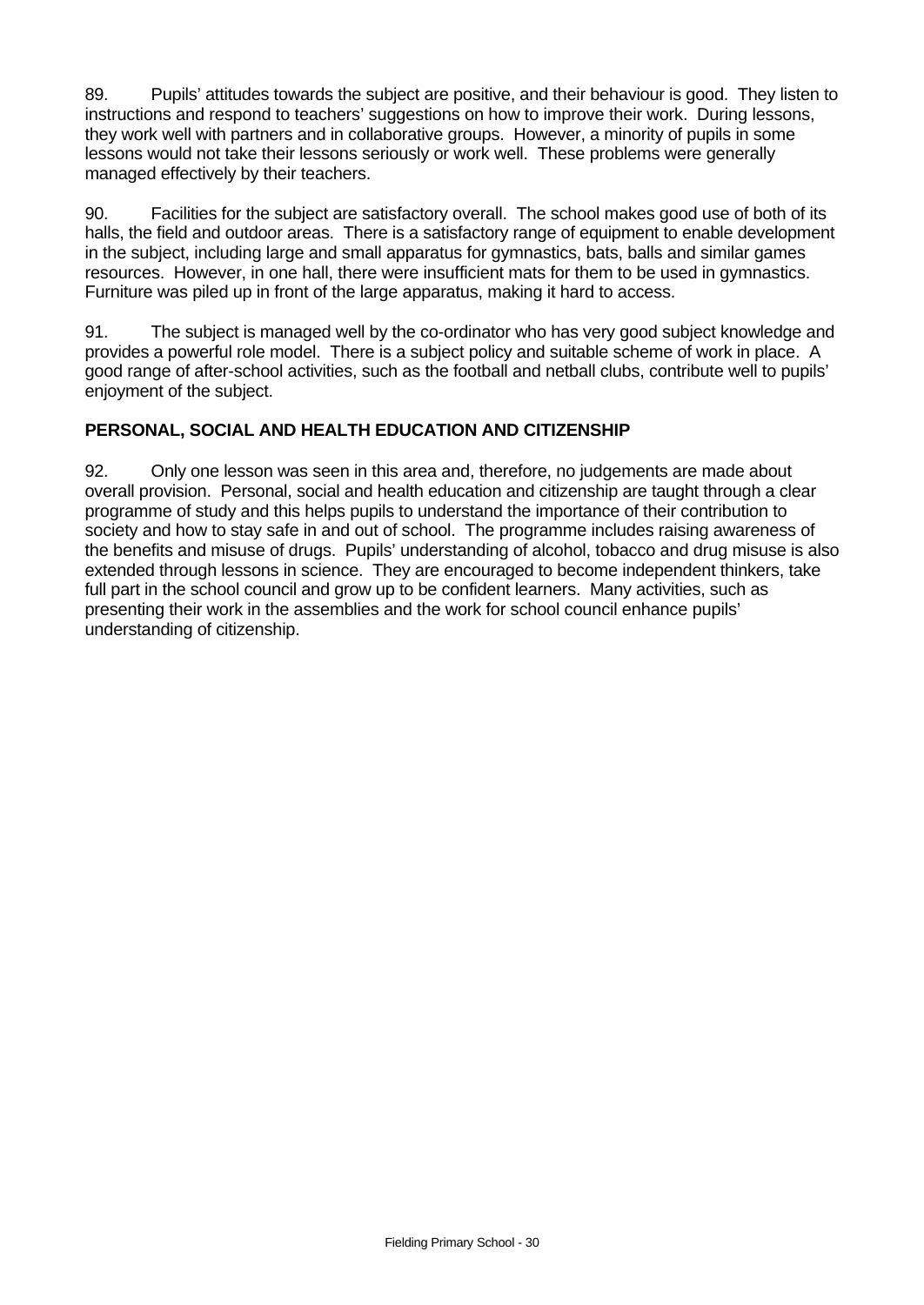89. Pupils' attitudes towards the subject are positive, and their behaviour is good. They listen to instructions and respond to teachers' suggestions on how to improve their work. During lessons, they work well with partners and in collaborative groups. However, a minority of pupils in some lessons would not take their lessons seriously or work well. These problems were generally managed effectively by their teachers.

90. Facilities for the subject are satisfactory overall. The school makes good use of both of its halls, the field and outdoor areas. There is a satisfactory range of equipment to enable development in the subject, including large and small apparatus for gymnastics, bats, balls and similar games resources. However, in one hall, there were insufficient mats for them to be used in gymnastics. Furniture was piled up in front of the large apparatus, making it hard to access.

91. The subject is managed well by the co-ordinator who has very good subject knowledge and provides a powerful role model. There is a subject policy and suitable scheme of work in place. A good range of after-school activities, such as the football and netball clubs, contribute well to pupils' enjoyment of the subject.

## PERSONAL, SOCIAL AND HEALTH EDUCATION AND CITIZENSHIP

92. Only one lesson was seen in this area and, therefore, no judgements are made about overall provision. Personal, social and health education and citizenship are taught through a clear programme of study and this helps pupils to understand the importance of their contribution to society and how to stay safe in and out of school. The programme includes raising awareness of the benefits and misuse of drugs. Pupils' understanding of alcohol, tobacco and drug misuse is also extended through lessons in science. They are encouraged to become independent thinkers, take full part in the school council and grow up to be confident learners. Many activities, such as presenting their work in the assemblies and the work for school council enhance pupils' understanding of citizenship.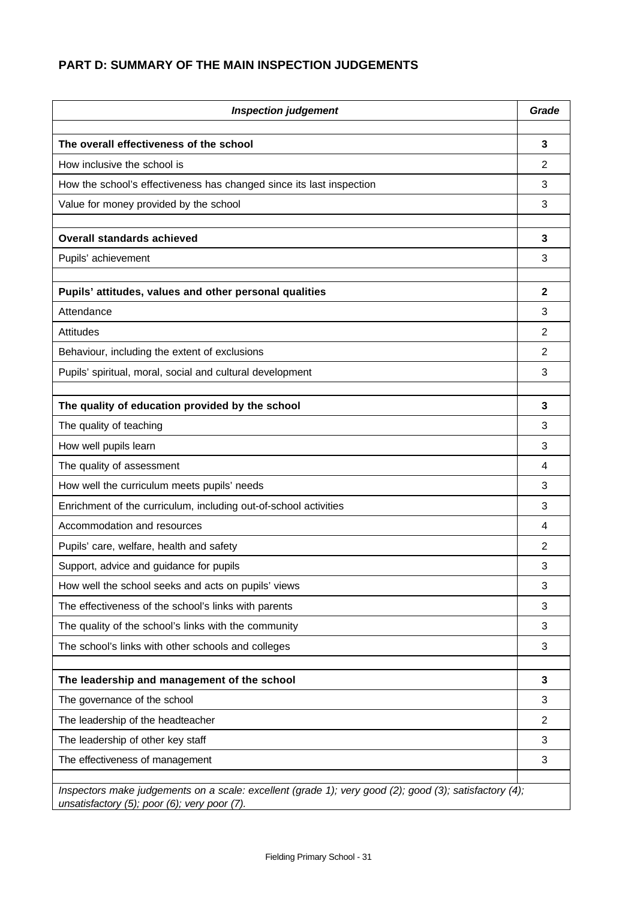## PART D: SUMMARY OF THE MAIN INSPECTION JUDGEMENTS

| *Inspection judgement* | *Grade* |
| --- | --- |
| | |
| **The overall effectiveness of the school** | **3** |
| How inclusive the school is | 2 |
| How the school's effectiveness has changed since its last inspection | 3 |
| Value for money provided by the school | 3 |
| | |
| **Overall standards achieved** | **3** |
| Pupils' achievement | 3 |
| | |
| **Pupils' attitudes, values and other personal qualities** | **2** |
| Attendance | 3 |
| Attitudes | 2 |
| Behaviour, including the extent of exclusions | 2 |
| Pupils' spiritual, moral, social and cultural development | 3 |
| | |
| **The quality of education provided by the school** | **3** |
| The quality of teaching | 3 |
| How well pupils learn | 3 |
| The quality of assessment | 4 |
| How well the curriculum meets pupils' needs | 3 |
| Enrichment of the curriculum, including out-of-school activities | 3 |
| Accommodation and resources | 4 |
| Pupils' care, welfare, health and safety | 2 |
| Support, advice and guidance for pupils | 3 |
| How well the school seeks and acts on pupils' views | 3 |
| The effectiveness of the school's links with parents | 3 |
| The quality of the school's links with the community | 3 |
| The school's links with other schools and colleges | 3 |
| | |
| **The leadership and management of the school** | **3** |
| The governance of the school | 3 |
| The leadership of the headteacher | 2 |
| The leadership of other key staff | 3 |
| The effectiveness of management | 3 |
| | |

*Inspectors make judgements on a scale: excellent (grade 1); very good (2); good (3); satisfactory (4); unsatisfactory (5); poor (6); very poor (7).*